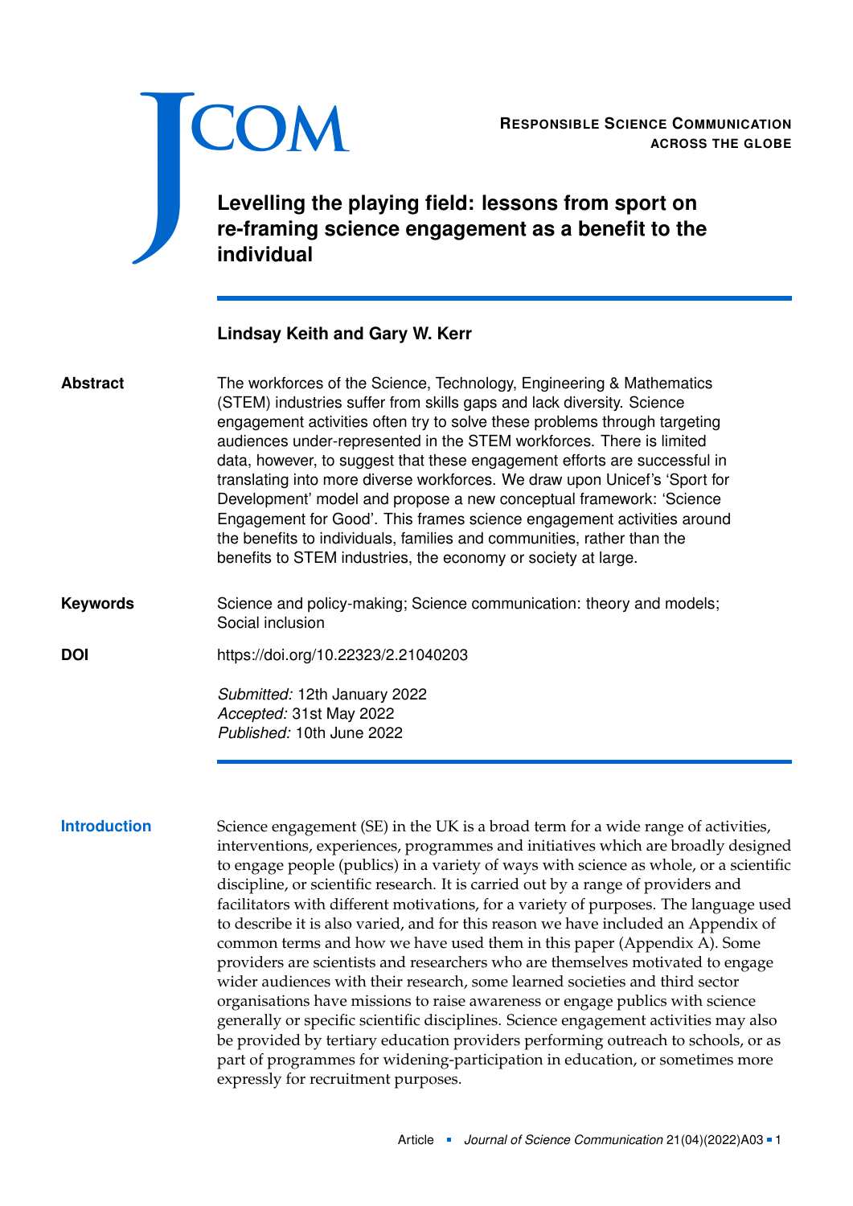# Levelling the playing field: lessons from sport on re-framing science engagement as a benefit to the individual

**Lindsay Keith and Gary W. Kerr**

**Abstract**

The workforces of the Science, Technology, Engineering & Mathematics (STEM) industries suffer from skills gaps and lack diversity. Science engagement activities often try to solve these problems through targeting audiences under-represented in the STEM workforces. There is limited data, however, to suggest that these engagement efforts are successful in translating into more diverse workforces. We draw upon Unicef's 'Sport for Development' model and propose a new conceptual framework: 'Science Engagement for Good'. This frames science engagement activities around the benefits to individuals, families and communities, rather than the benefits to STEM industries, the economy or society at large.

**Keywords**

Science and policy-making; Science communication: theory and models; Social inclusion

**DOI**

https://doi.org/10.22323/2.21040203

*Submitted:* 12th January 2022
*Accepted:* 31st May 2022
*Published:* 10th June 2022

## Introduction

Science engagement (SE) in the UK is a broad term for a wide range of activities, interventions, experiences, programmes and initiatives which are broadly designed to engage people (publics) in a variety of ways with science as whole, or a scientific discipline, or scientific research. It is carried out by a range of providers and facilitators with different motivations, for a variety of purposes. The language used to describe it is also varied, and for this reason we have included an Appendix of common terms and how we have used them in this paper (Appendix A). Some providers are scientists and researchers who are themselves motivated to engage wider audiences with their research, some learned societies and third sector organisations have missions to raise awareness or engage publics with science generally or specific scientific disciplines. Science engagement activities may also be provided by tertiary education providers performing outreach to schools, or as part of programmes for widening-participation in education, or sometimes more expressly for recruitment purposes.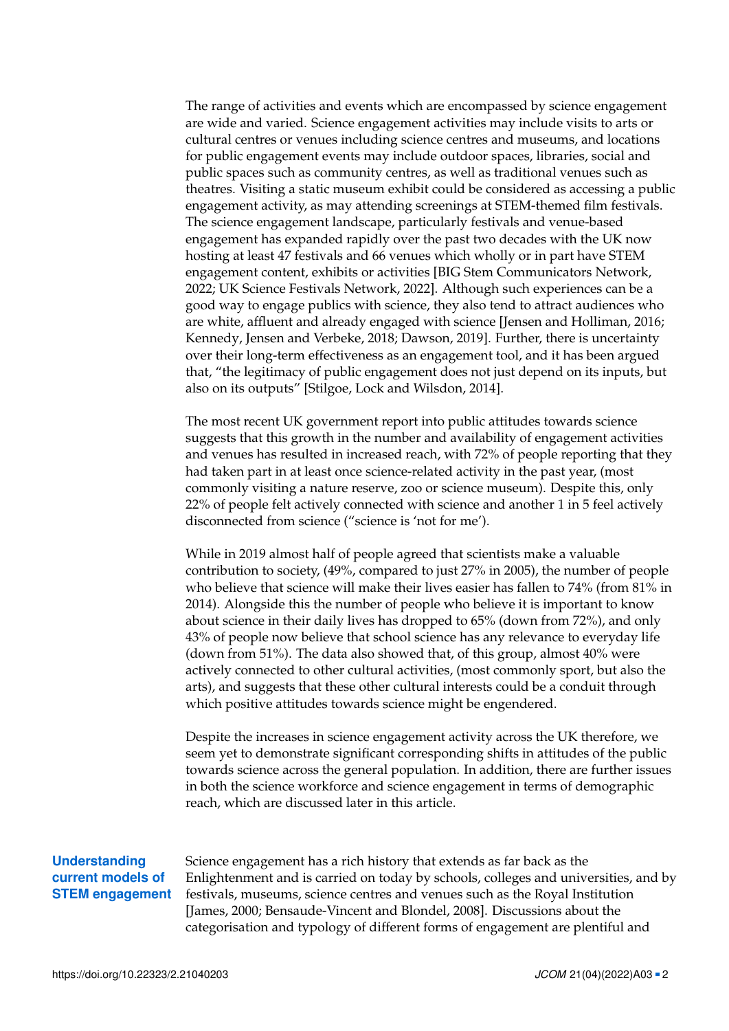The range of activities and events which are encompassed by science engagement are wide and varied. Science engagement activities may include visits to arts or cultural centres or venues including science centres and museums, and locations for public engagement events may include outdoor spaces, libraries, social and public spaces such as community centres, as well as traditional venues such as theatres. Visiting a static museum exhibit could be considered as accessing a public engagement activity, as may attending screenings at STEM-themed film festivals. The science engagement landscape, particularly festivals and venue-based engagement has expanded rapidly over the past two decades with the UK now hosting at least 47 festivals and 66 venues which wholly or in part have STEM engagement content, exhibits or activities [BIG Stem Communicators Network, 2022; UK Science Festivals Network, 2022]. Although such experiences can be a good way to engage publics with science, they also tend to attract audiences who are white, affluent and already engaged with science [Jensen and Holliman, 2016; Kennedy, Jensen and Verbeke, 2018; Dawson, 2019]. Further, there is uncertainty over their long-term effectiveness as an engagement tool, and it has been argued that, "the legitimacy of public engagement does not just depend on its inputs, but also on its outputs" [Stilgoe, Lock and Wilsdon, 2014].

The most recent UK government report into public attitudes towards science suggests that this growth in the number and availability of engagement activities and venues has resulted in increased reach, with 72% of people reporting that they had taken part in at least once science-related activity in the past year, (most commonly visiting a nature reserve, zoo or science museum). Despite this, only 22% of people felt actively connected with science and another 1 in 5 feel actively disconnected from science ("science is 'not for me').

While in 2019 almost half of people agreed that scientists make a valuable contribution to society, (49%, compared to just 27% in 2005), the number of people who believe that science will make their lives easier has fallen to 74% (from 81% in 2014). Alongside this the number of people who believe it is important to know about science in their daily lives has dropped to 65% (down from 72%), and only 43% of people now believe that school science has any relevance to everyday life (down from 51%). The data also showed that, of this group, almost 40% were actively connected to other cultural activities, (most commonly sport, but also the arts), and suggests that these other cultural interests could be a conduit through which positive attitudes towards science might be engendered.

Despite the increases in science engagement activity across the UK therefore, we seem yet to demonstrate significant corresponding shifts in attitudes of the public towards science across the general population. In addition, there are further issues in both the science workforce and science engagement in terms of demographic reach, which are discussed later in this article.

## Understanding current models of STEM engagement

Science engagement has a rich history that extends as far back as the Enlightenment and is carried on today by schools, colleges and universities, and by festivals, museums, science centres and venues such as the Royal Institution [James, 2000; Bensaude-Vincent and Blondel, 2008]. Discussions about the categorisation and typology of different forms of engagement are plentiful and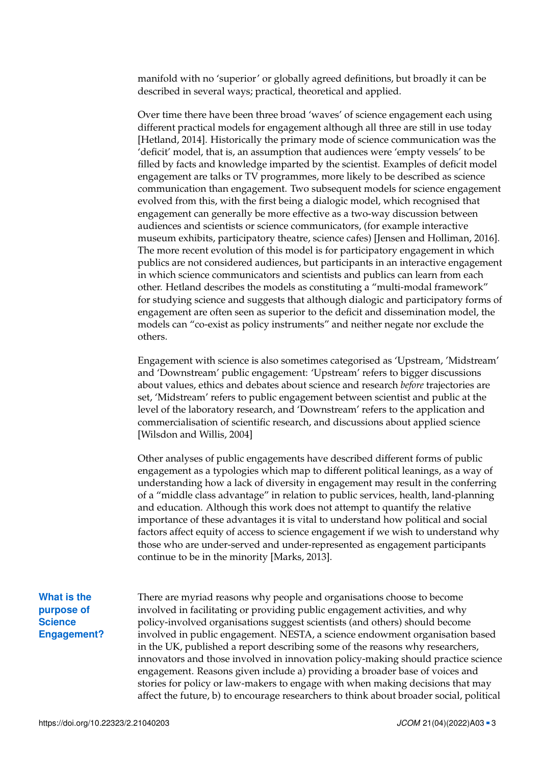manifold with no 'superior' or globally agreed definitions, but broadly it can be described in several ways; practical, theoretical and applied.

Over time there have been three broad 'waves' of science engagement each using different practical models for engagement although all three are still in use today [Hetland, 2014]. Historically the primary mode of science communication was the 'deficit' model, that is, an assumption that audiences were 'empty vessels' to be filled by facts and knowledge imparted by the scientist. Examples of deficit model engagement are talks or TV programmes, more likely to be described as science communication than engagement. Two subsequent models for science engagement evolved from this, with the first being a dialogic model, which recognised that engagement can generally be more effective as a two-way discussion between audiences and scientists or science communicators, (for example interactive museum exhibits, participatory theatre, science cafes) [Jensen and Holliman, 2016]. The more recent evolution of this model is for participatory engagement in which publics are not considered audiences, but participants in an interactive engagement in which science communicators and scientists and publics can learn from each other. Hetland describes the models as constituting a "multi-modal framework" for studying science and suggests that although dialogic and participatory forms of engagement are often seen as superior to the deficit and dissemination model, the models can "co-exist as policy instruments" and neither negate nor exclude the others.

Engagement with science is also sometimes categorised as 'Upstream, 'Midstream' and 'Downstream' public engagement: 'Upstream' refers to bigger discussions about values, ethics and debates about science and research *before* trajectories are set, 'Midstream' refers to public engagement between scientist and public at the level of the laboratory research, and 'Downstream' refers to the application and commercialisation of scientific research, and discussions about applied science [Wilsdon and Willis, 2004]

Other analyses of public engagements have described different forms of public engagement as a typologies which map to different political leanings, as a way of understanding how a lack of diversity in engagement may result in the conferring of a "middle class advantage" in relation to public services, health, land-planning and education. Although this work does not attempt to quantify the relative importance of these advantages it is vital to understand how political and social factors affect equity of access to science engagement if we wish to understand why those who are under-served and under-represented as engagement participants continue to be in the minority [Marks, 2013].

## What is the purpose of Science Engagement?

There are myriad reasons why people and organisations choose to become involved in facilitating or providing public engagement activities, and why policy-involved organisations suggest scientists (and others) should become involved in public engagement. NESTA, a science endowment organisation based in the UK, published a report describing some of the reasons why researchers, innovators and those involved in innovation policy-making should practice science engagement. Reasons given include a) providing a broader base of voices and stories for policy or law-makers to engage with when making decisions that may affect the future, b) to encourage researchers to think about broader social, political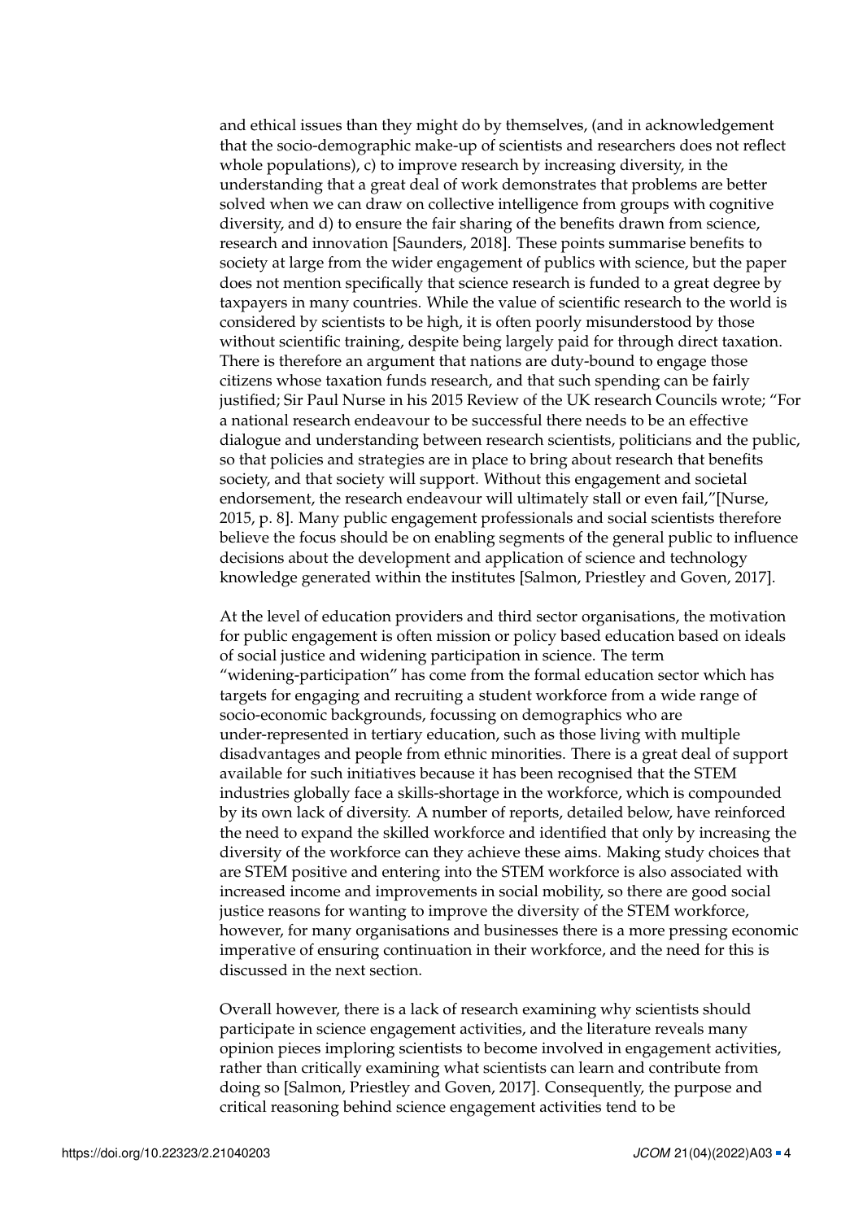and ethical issues than they might do by themselves, (and in acknowledgement that the socio-demographic make-up of scientists and researchers does not reflect whole populations), c) to improve research by increasing diversity, in the understanding that a great deal of work demonstrates that problems are better solved when we can draw on collective intelligence from groups with cognitive diversity, and d) to ensure the fair sharing of the benefits drawn from science, research and innovation [Saunders, 2018]. These points summarise benefits to society at large from the wider engagement of publics with science, but the paper does not mention specifically that science research is funded to a great degree by taxpayers in many countries. While the value of scientific research to the world is considered by scientists to be high, it is often poorly misunderstood by those without scientific training, despite being largely paid for through direct taxation. There is therefore an argument that nations are duty-bound to engage those citizens whose taxation funds research, and that such spending can be fairly justified; Sir Paul Nurse in his 2015 Review of the UK research Councils wrote; "For a national research endeavour to be successful there needs to be an effective dialogue and understanding between research scientists, politicians and the public, so that policies and strategies are in place to bring about research that benefits society, and that society will support. Without this engagement and societal endorsement, the research endeavour will ultimately stall or even fail,"[Nurse, 2015, p. 8]. Many public engagement professionals and social scientists therefore believe the focus should be on enabling segments of the general public to influence decisions about the development and application of science and technology knowledge generated within the institutes [Salmon, Priestley and Goven, 2017].

At the level of education providers and third sector organisations, the motivation for public engagement is often mission or policy based education based on ideals of social justice and widening participation in science. The term "widening-participation" has come from the formal education sector which has targets for engaging and recruiting a student workforce from a wide range of socio-economic backgrounds, focussing on demographics who are under-represented in tertiary education, such as those living with multiple disadvantages and people from ethnic minorities. There is a great deal of support available for such initiatives because it has been recognised that the STEM industries globally face a skills-shortage in the workforce, which is compounded by its own lack of diversity. A number of reports, detailed below, have reinforced the need to expand the skilled workforce and identified that only by increasing the diversity of the workforce can they achieve these aims. Making study choices that are STEM positive and entering into the STEM workforce is also associated with increased income and improvements in social mobility, so there are good social justice reasons for wanting to improve the diversity of the STEM workforce, however, for many organisations and businesses there is a more pressing economic imperative of ensuring continuation in their workforce, and the need for this is discussed in the next section.

Overall however, there is a lack of research examining why scientists should participate in science engagement activities, and the literature reveals many opinion pieces imploring scientists to become involved in engagement activities, rather than critically examining what scientists can learn and contribute from doing so [Salmon, Priestley and Goven, 2017]. Consequently, the purpose and critical reasoning behind science engagement activities tend to be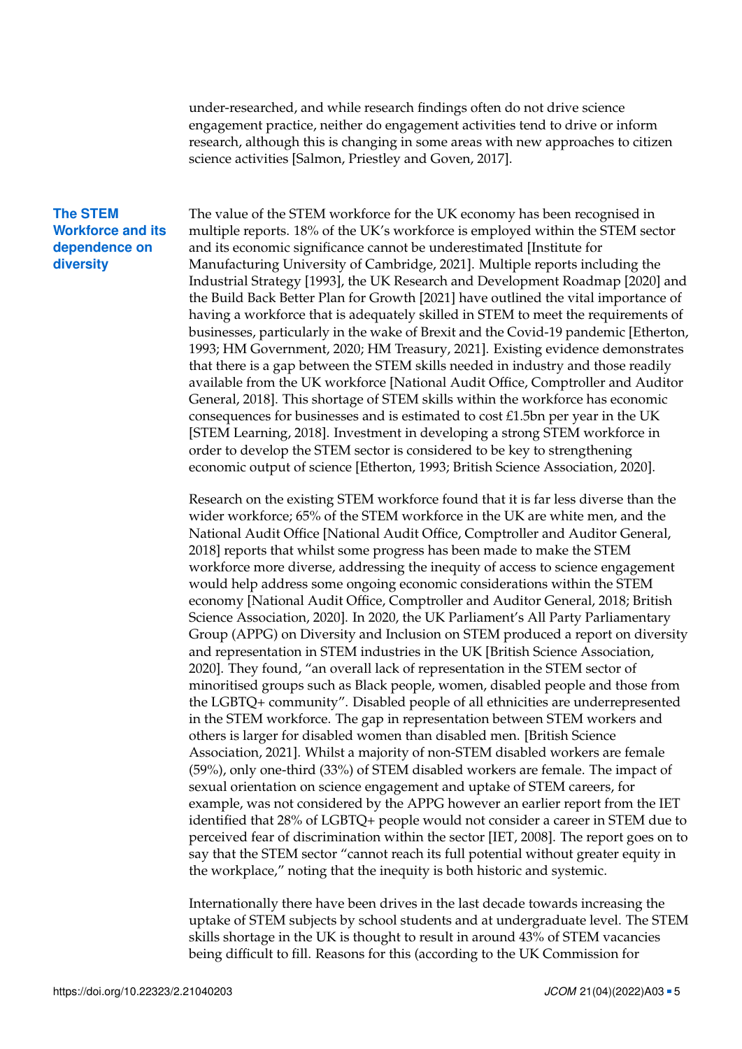under-researched, and while research findings often do not drive science engagement practice, neither do engagement activities tend to drive or inform research, although this is changing in some areas with new approaches to citizen science activities [Salmon, Priestley and Goven, 2017].

## The STEM Workforce and its dependence on diversity

The value of the STEM workforce for the UK economy has been recognised in multiple reports. 18% of the UK's workforce is employed within the STEM sector and its economic significance cannot be underestimated [Institute for Manufacturing University of Cambridge, 2021]. Multiple reports including the Industrial Strategy [1993], the UK Research and Development Roadmap [2020] and the Build Back Better Plan for Growth [2021] have outlined the vital importance of having a workforce that is adequately skilled in STEM to meet the requirements of businesses, particularly in the wake of Brexit and the Covid-19 pandemic [Etherton, 1993; HM Government, 2020; HM Treasury, 2021]. Existing evidence demonstrates that there is a gap between the STEM skills needed in industry and those readily available from the UK workforce [National Audit Office, Comptroller and Auditor General, 2018]. This shortage of STEM skills within the workforce has economic consequences for businesses and is estimated to cost £1.5bn per year in the UK [STEM Learning, 2018]. Investment in developing a strong STEM workforce in order to develop the STEM sector is considered to be key to strengthening economic output of science [Etherton, 1993; British Science Association, 2020].

Research on the existing STEM workforce found that it is far less diverse than the wider workforce; 65% of the STEM workforce in the UK are white men, and the National Audit Office [National Audit Office, Comptroller and Auditor General, 2018] reports that whilst some progress has been made to make the STEM workforce more diverse, addressing the inequity of access to science engagement would help address some ongoing economic considerations within the STEM economy [National Audit Office, Comptroller and Auditor General, 2018; British Science Association, 2020]. In 2020, the UK Parliament's All Party Parliamentary Group (APPG) on Diversity and Inclusion on STEM produced a report on diversity and representation in STEM industries in the UK [British Science Association, 2020]. They found, "an overall lack of representation in the STEM sector of minoritised groups such as Black people, women, disabled people and those from the LGBTQ+ community". Disabled people of all ethnicities are underrepresented in the STEM workforce. The gap in representation between STEM workers and others is larger for disabled women than disabled men. [British Science Association, 2021]. Whilst a majority of non-STEM disabled workers are female (59%), only one-third (33%) of STEM disabled workers are female. The impact of sexual orientation on science engagement and uptake of STEM careers, for example, was not considered by the APPG however an earlier report from the IET identified that 28% of LGBTQ+ people would not consider a career in STEM due to perceived fear of discrimination within the sector [IET, 2008]. The report goes on to say that the STEM sector "cannot reach its full potential without greater equity in the workplace," noting that the inequity is both historic and systemic.

Internationally there have been drives in the last decade towards increasing the uptake of STEM subjects by school students and at undergraduate level. The STEM skills shortage in the UK is thought to result in around 43% of STEM vacancies being difficult to fill. Reasons for this (according to the UK Commission for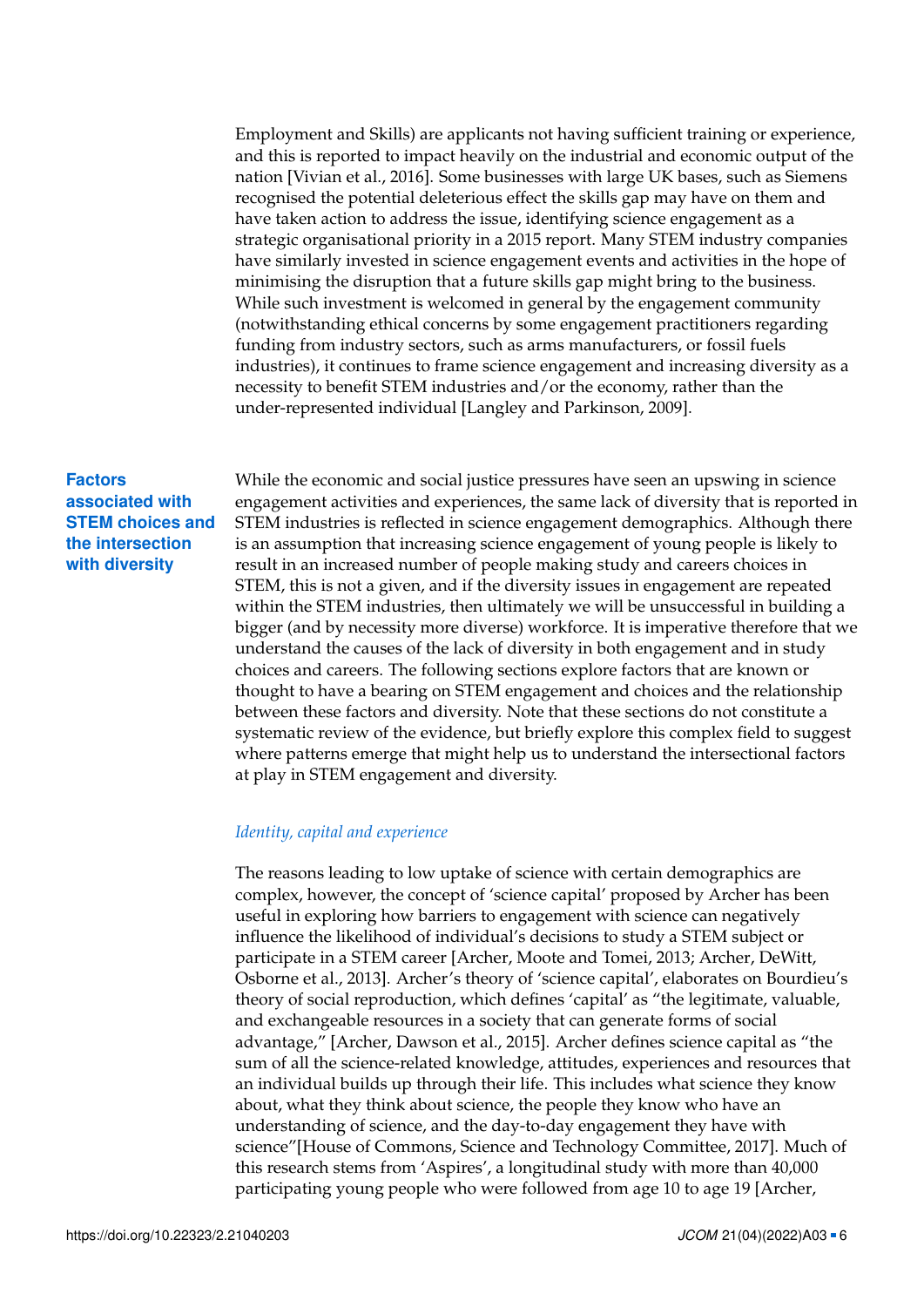Employment and Skills) are applicants not having sufficient training or experience, and this is reported to impact heavily on the industrial and economic output of the nation [Vivian et al., 2016]. Some businesses with large UK bases, such as Siemens recognised the potential deleterious effect the skills gap may have on them and have taken action to address the issue, identifying science engagement as a strategic organisational priority in a 2015 report. Many STEM industry companies have similarly invested in science engagement events and activities in the hope of minimising the disruption that a future skills gap might bring to the business. While such investment is welcomed in general by the engagement community (notwithstanding ethical concerns by some engagement practitioners regarding funding from industry sectors, such as arms manufacturers, or fossil fuels industries), it continues to frame science engagement and increasing diversity as a necessity to benefit STEM industries and/or the economy, rather than the under-represented individual [Langley and Parkinson, 2009].

## Factors associated with STEM choices and the intersection with diversity

While the economic and social justice pressures have seen an upswing in science engagement activities and experiences, the same lack of diversity that is reported in STEM industries is reflected in science engagement demographics. Although there is an assumption that increasing science engagement of young people is likely to result in an increased number of people making study and careers choices in STEM, this is not a given, and if the diversity issues in engagement are repeated within the STEM industries, then ultimately we will be unsuccessful in building a bigger (and by necessity more diverse) workforce. It is imperative therefore that we understand the causes of the lack of diversity in both engagement and in study choices and careers. The following sections explore factors that are known or thought to have a bearing on STEM engagement and choices and the relationship between these factors and diversity. Note that these sections do not constitute a systematic review of the evidence, but briefly explore this complex field to suggest where patterns emerge that might help us to understand the intersectional factors at play in STEM engagement and diversity.

### *Identity, capital and experience*

The reasons leading to low uptake of science with certain demographics are complex, however, the concept of 'science capital' proposed by Archer has been useful in exploring how barriers to engagement with science can negatively influence the likelihood of individual's decisions to study a STEM subject or participate in a STEM career [Archer, Moote and Tomei, 2013; Archer, DeWitt, Osborne et al., 2013]. Archer's theory of 'science capital', elaborates on Bourdieu's theory of social reproduction, which defines 'capital' as "the legitimate, valuable, and exchangeable resources in a society that can generate forms of social advantage," [Archer, Dawson et al., 2015]. Archer defines science capital as "the sum of all the science-related knowledge, attitudes, experiences and resources that an individual builds up through their life. This includes what science they know about, what they think about science, the people they know who have an understanding of science, and the day-to-day engagement they have with science"[House of Commons, Science and Technology Committee, 2017]. Much of this research stems from 'Aspires', a longitudinal study with more than 40,000 participating young people who were followed from age 10 to age 19 [Archer,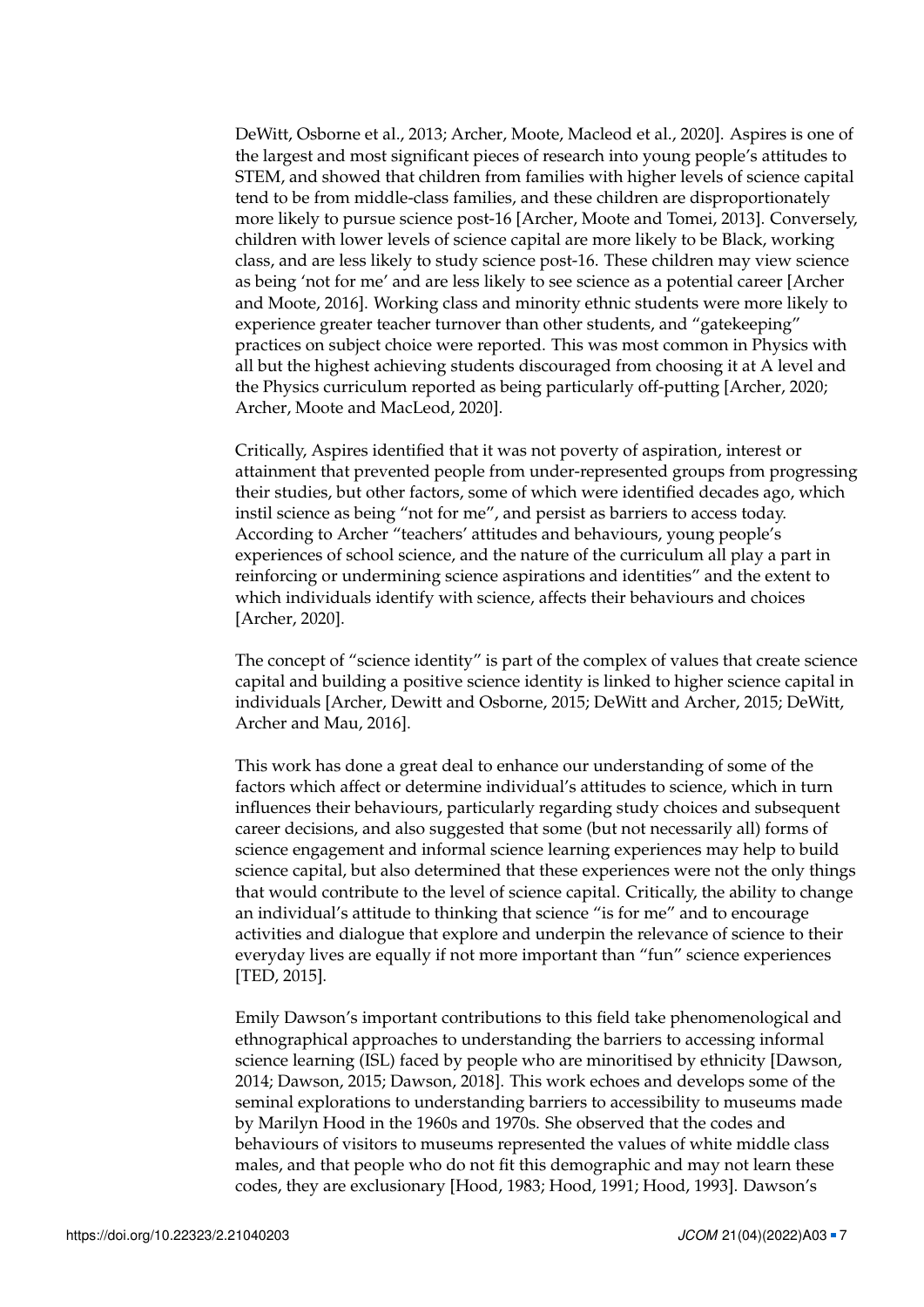DeWitt, Osborne et al., 2013; Archer, Moote, Macleod et al., 2020]. Aspires is one of the largest and most significant pieces of research into young people's attitudes to STEM, and showed that children from families with higher levels of science capital tend to be from middle-class families, and these children are disproportionately more likely to pursue science post-16 [Archer, Moote and Tomei, 2013]. Conversely, children with lower levels of science capital are more likely to be Black, working class, and are less likely to study science post-16. These children may view science as being 'not for me' and are less likely to see science as a potential career [Archer and Moote, 2016]. Working class and minority ethnic students were more likely to experience greater teacher turnover than other students, and "gatekeeping" practices on subject choice were reported. This was most common in Physics with all but the highest achieving students discouraged from choosing it at A level and the Physics curriculum reported as being particularly off-putting [Archer, 2020; Archer, Moote and MacLeod, 2020].

Critically, Aspires identified that it was not poverty of aspiration, interest or attainment that prevented people from under-represented groups from progressing their studies, but other factors, some of which were identified decades ago, which instil science as being "not for me", and persist as barriers to access today. According to Archer "teachers' attitudes and behaviours, young people's experiences of school science, and the nature of the curriculum all play a part in reinforcing or undermining science aspirations and identities" and the extent to which individuals identify with science, affects their behaviours and choices [Archer, 2020].

The concept of "science identity" is part of the complex of values that create science capital and building a positive science identity is linked to higher science capital in individuals [Archer, Dewitt and Osborne, 2015; DeWitt and Archer, 2015; DeWitt, Archer and Mau, 2016].

This work has done a great deal to enhance our understanding of some of the factors which affect or determine individual's attitudes to science, which in turn influences their behaviours, particularly regarding study choices and subsequent career decisions, and also suggested that some (but not necessarily all) forms of science engagement and informal science learning experiences may help to build science capital, but also determined that these experiences were not the only things that would contribute to the level of science capital. Critically, the ability to change an individual's attitude to thinking that science "is for me" and to encourage activities and dialogue that explore and underpin the relevance of science to their everyday lives are equally if not more important than "fun" science experiences [TED, 2015].

Emily Dawson's important contributions to this field take phenomenological and ethnographical approaches to understanding the barriers to accessing informal science learning (ISL) faced by people who are minoritised by ethnicity [Dawson, 2014; Dawson, 2015; Dawson, 2018]. This work echoes and develops some of the seminal explorations to understanding barriers to accessibility to museums made by Marilyn Hood in the 1960s and 1970s. She observed that the codes and behaviours of visitors to museums represented the values of white middle class males, and that people who do not fit this demographic and may not learn these codes, they are exclusionary [Hood, 1983; Hood, 1991; Hood, 1993]. Dawson's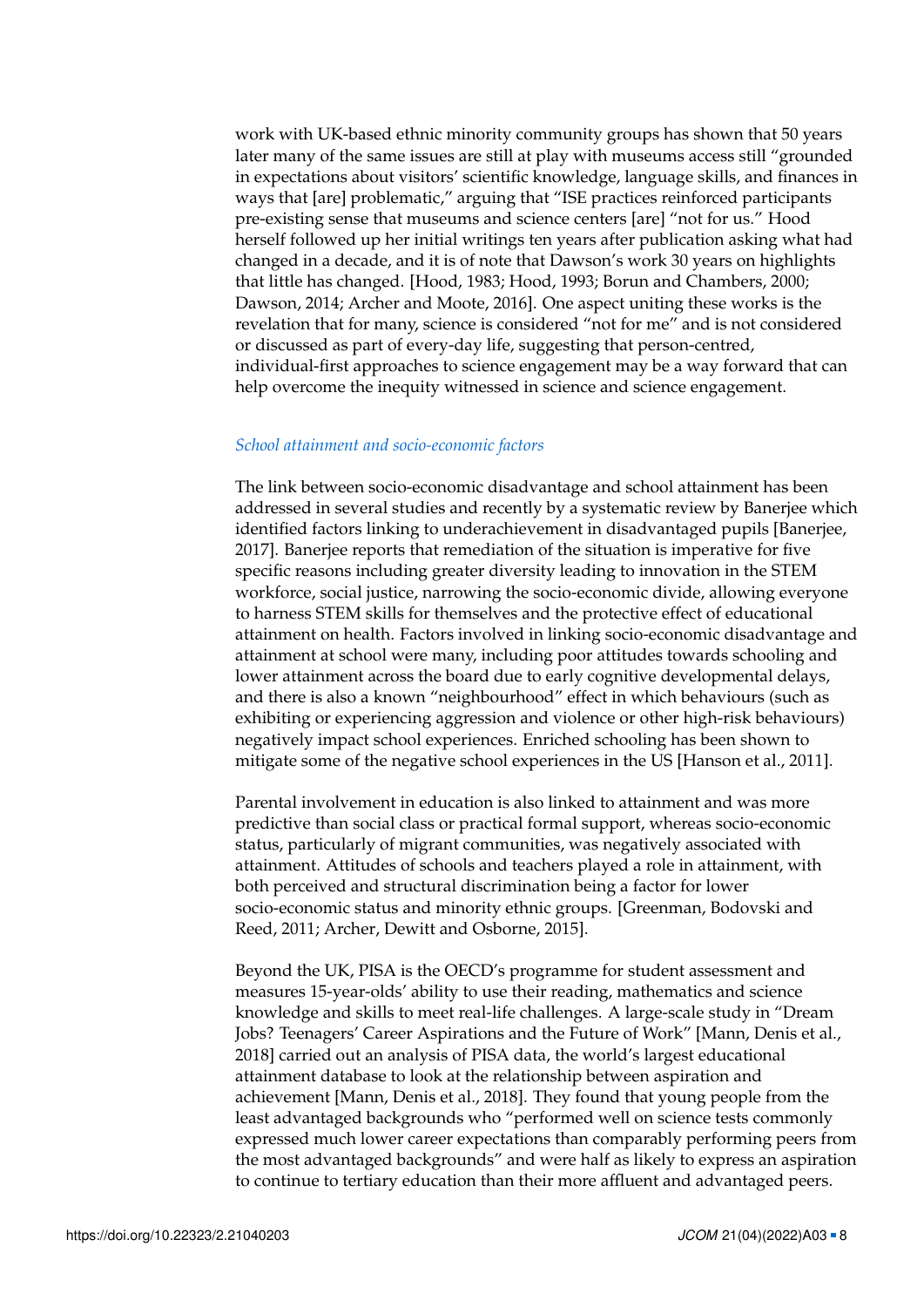work with UK-based ethnic minority community groups has shown that 50 years later many of the same issues are still at play with museums access still "grounded in expectations about visitors' scientific knowledge, language skills, and finances in ways that [are] problematic," arguing that "ISE practices reinforced participants pre-existing sense that museums and science centers [are] "not for us." Hood herself followed up her initial writings ten years after publication asking what had changed in a decade, and it is of note that Dawson's work 30 years on highlights that little has changed. [Hood, 1983; Hood, 1993; Borun and Chambers, 2000; Dawson, 2014; Archer and Moote, 2016]. One aspect uniting these works is the revelation that for many, science is considered "not for me" and is not considered or discussed as part of every-day life, suggesting that person-centred, individual-first approaches to science engagement may be a way forward that can help overcome the inequity witnessed in science and science engagement.

### *School attainment and socio-economic factors*

The link between socio-economic disadvantage and school attainment has been addressed in several studies and recently by a systematic review by Banerjee which identified factors linking to underachievement in disadvantaged pupils [Banerjee, 2017]. Banerjee reports that remediation of the situation is imperative for five specific reasons including greater diversity leading to innovation in the STEM workforce, social justice, narrowing the socio-economic divide, allowing everyone to harness STEM skills for themselves and the protective effect of educational attainment on health. Factors involved in linking socio-economic disadvantage and attainment at school were many, including poor attitudes towards schooling and lower attainment across the board due to early cognitive developmental delays, and there is also a known "neighbourhood" effect in which behaviours (such as exhibiting or experiencing aggression and violence or other high-risk behaviours) negatively impact school experiences. Enriched schooling has been shown to mitigate some of the negative school experiences in the US [Hanson et al., 2011].

Parental involvement in education is also linked to attainment and was more predictive than social class or practical formal support, whereas socio-economic status, particularly of migrant communities, was negatively associated with attainment. Attitudes of schools and teachers played a role in attainment, with both perceived and structural discrimination being a factor for lower socio-economic status and minority ethnic groups. [Greenman, Bodovski and Reed, 2011; Archer, Dewitt and Osborne, 2015].

Beyond the UK, PISA is the OECD's programme for student assessment and measures 15-year-olds' ability to use their reading, mathematics and science knowledge and skills to meet real-life challenges. A large-scale study in "Dream Jobs? Teenagers' Career Aspirations and the Future of Work" [Mann, Denis et al., 2018] carried out an analysis of PISA data, the world's largest educational attainment database to look at the relationship between aspiration and achievement [Mann, Denis et al., 2018]. They found that young people from the least advantaged backgrounds who "performed well on science tests commonly expressed much lower career expectations than comparably performing peers from the most advantaged backgrounds" and were half as likely to express an aspiration to continue to tertiary education than their more affluent and advantaged peers.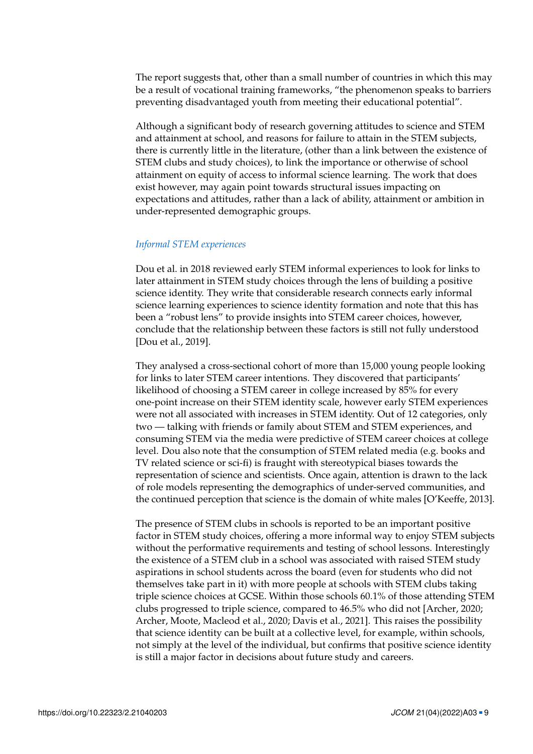The report suggests that, other than a small number of countries in which this may be a result of vocational training frameworks, "the phenomenon speaks to barriers preventing disadvantaged youth from meeting their educational potential".

Although a significant body of research governing attitudes to science and STEM and attainment at school, and reasons for failure to attain in the STEM subjects, there is currently little in the literature, (other than a link between the existence of STEM clubs and study choices), to link the importance or otherwise of school attainment on equity of access to informal science learning. The work that does exist however, may again point towards structural issues impacting on expectations and attitudes, rather than a lack of ability, attainment or ambition in under-represented demographic groups.

### *Informal STEM experiences*

Dou et al. in 2018 reviewed early STEM informal experiences to look for links to later attainment in STEM study choices through the lens of building a positive science identity. They write that considerable research connects early informal science learning experiences to science identity formation and note that this has been a "robust lens" to provide insights into STEM career choices, however, conclude that the relationship between these factors is still not fully understood [Dou et al., 2019].

They analysed a cross-sectional cohort of more than 15,000 young people looking for links to later STEM career intentions. They discovered that participants' likelihood of choosing a STEM career in college increased by 85% for every one-point increase on their STEM identity scale, however early STEM experiences were not all associated with increases in STEM identity. Out of 12 categories, only two — talking with friends or family about STEM and STEM experiences, and consuming STEM via the media were predictive of STEM career choices at college level. Dou also note that the consumption of STEM related media (e.g. books and TV related science or sci-fi) is fraught with stereotypical biases towards the representation of science and scientists. Once again, attention is drawn to the lack of role models representing the demographics of under-served communities, and the continued perception that science is the domain of white males [O'Keeffe, 2013].

The presence of STEM clubs in schools is reported to be an important positive factor in STEM study choices, offering a more informal way to enjoy STEM subjects without the performative requirements and testing of school lessons. Interestingly the existence of a STEM club in a school was associated with raised STEM study aspirations in school students across the board (even for students who did not themselves take part in it) with more people at schools with STEM clubs taking triple science choices at GCSE. Within those schools 60.1% of those attending STEM clubs progressed to triple science, compared to 46.5% who did not [Archer, 2020; Archer, Moote, Macleod et al., 2020; Davis et al., 2021]. This raises the possibility that science identity can be built at a collective level, for example, within schools, not simply at the level of the individual, but confirms that positive science identity is still a major factor in decisions about future study and careers.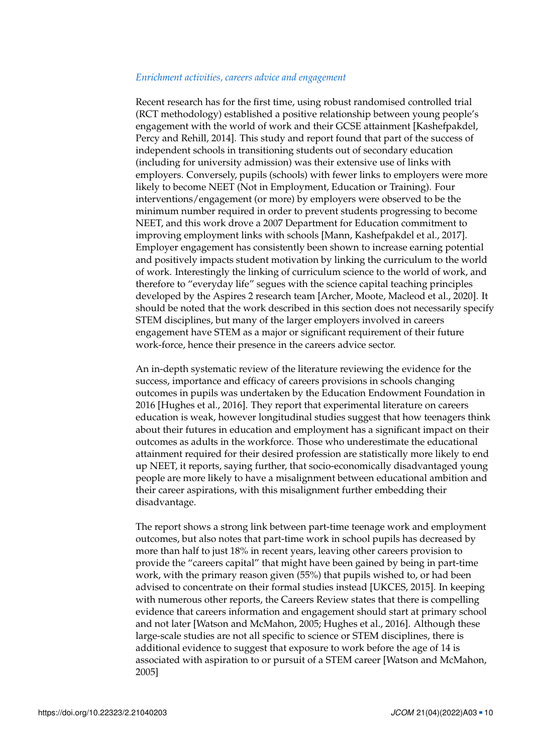*Enrichment activities, careers advice and engagement*

Recent research has for the first time, using robust randomised controlled trial (RCT methodology) established a positive relationship between young people's engagement with the world of work and their GCSE attainment [Kashefpakdel, Percy and Rehill, 2014]. This study and report found that part of the success of independent schools in transitioning students out of secondary education (including for university admission) was their extensive use of links with employers. Conversely, pupils (schools) with fewer links to employers were more likely to become NEET (Not in Employment, Education or Training). Four interventions/engagement (or more) by employers were observed to be the minimum number required in order to prevent students progressing to become NEET, and this work drove a 2007 Department for Education commitment to improving employment links with schools [Mann, Kashefpakdel et al., 2017]. Employer engagement has consistently been shown to increase earning potential and positively impacts student motivation by linking the curriculum to the world of work. Interestingly the linking of curriculum science to the world of work, and therefore to "everyday life" segues with the science capital teaching principles developed by the Aspires 2 research team [Archer, Moote, Macleod et al., 2020]. It should be noted that the work described in this section does not necessarily specify STEM disciplines, but many of the larger employers involved in careers engagement have STEM as a major or significant requirement of their future work-force, hence their presence in the careers advice sector.

An in-depth systematic review of the literature reviewing the evidence for the success, importance and efficacy of careers provisions in schools changing outcomes in pupils was undertaken by the Education Endowment Foundation in 2016 [Hughes et al., 2016]. They report that experimental literature on careers education is weak, however longitudinal studies suggest that how teenagers think about their futures in education and employment has a significant impact on their outcomes as adults in the workforce. Those who underestimate the educational attainment required for their desired profession are statistically more likely to end up NEET, it reports, saying further, that socio-economically disadvantaged young people are more likely to have a misalignment between educational ambition and their career aspirations, with this misalignment further embedding their disadvantage.

The report shows a strong link between part-time teenage work and employment outcomes, but also notes that part-time work in school pupils has decreased by more than half to just 18% in recent years, leaving other careers provision to provide the "careers capital" that might have been gained by being in part-time work, with the primary reason given (55%) that pupils wished to, or had been advised to concentrate on their formal studies instead [UKCES, 2015]. In keeping with numerous other reports, the Careers Review states that there is compelling evidence that careers information and engagement should start at primary school and not later [Watson and McMahon, 2005; Hughes et al., 2016]. Although these large-scale studies are not all specific to science or STEM disciplines, there is additional evidence to suggest that exposure to work before the age of 14 is associated with aspiration to or pursuit of a STEM career [Watson and McMahon, 2005]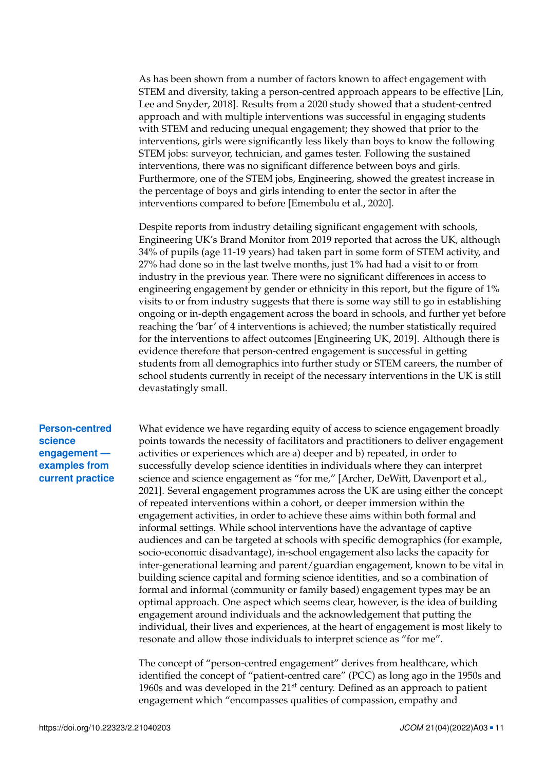As has been shown from a number of factors known to affect engagement with STEM and diversity, taking a person-centred approach appears to be effective [Lin, Lee and Snyder, 2018]. Results from a 2020 study showed that a student-centred approach and with multiple interventions was successful in engaging students with STEM and reducing unequal engagement; they showed that prior to the interventions, girls were significantly less likely than boys to know the following STEM jobs: surveyor, technician, and games tester. Following the sustained interventions, there was no significant difference between boys and girls. Furthermore, one of the STEM jobs, Engineering, showed the greatest increase in the percentage of boys and girls intending to enter the sector in after the interventions compared to before [Emembolu et al., 2020].

Despite reports from industry detailing significant engagement with schools, Engineering UK's Brand Monitor from 2019 reported that across the UK, although 34% of pupils (age 11-19 years) had taken part in some form of STEM activity, and 27% had done so in the last twelve months, just 1% had had a visit to or from industry in the previous year. There were no significant differences in access to engineering engagement by gender or ethnicity in this report, but the figure of 1% visits to or from industry suggests that there is some way still to go in establishing ongoing or in-depth engagement across the board in schools, and further yet before reaching the 'bar' of 4 interventions is achieved; the number statistically required for the interventions to affect outcomes [Engineering UK, 2019]. Although there is evidence therefore that person-centred engagement is successful in getting students from all demographics into further study or STEM careers, the number of school students currently in receipt of the necessary interventions in the UK is still devastatingly small.

## Person-centred science engagement — examples from current practice

What evidence we have regarding equity of access to science engagement broadly points towards the necessity of facilitators and practitioners to deliver engagement activities or experiences which are a) deeper and b) repeated, in order to successfully develop science identities in individuals where they can interpret science and science engagement as "for me," [Archer, DeWitt, Davenport et al., 2021]. Several engagement programmes across the UK are using either the concept of repeated interventions within a cohort, or deeper immersion within the engagement activities, in order to achieve these aims within both formal and informal settings. While school interventions have the advantage of captive audiences and can be targeted at schools with specific demographics (for example, socio-economic disadvantage), in-school engagement also lacks the capacity for inter-generational learning and parent/guardian engagement, known to be vital in building science capital and forming science identities, and so a combination of formal and informal (community or family based) engagement types may be an optimal approach. One aspect which seems clear, however, is the idea of building engagement around individuals and the acknowledgement that putting the individual, their lives and experiences, at the heart of engagement is most likely to resonate and allow those individuals to interpret science as "for me".

The concept of "person-centred engagement" derives from healthcare, which identified the concept of "patient-centred care" (PCC) as long ago in the 1950s and 1960s and was developed in the 21st century. Defined as an approach to patient engagement which "encompasses qualities of compassion, empathy and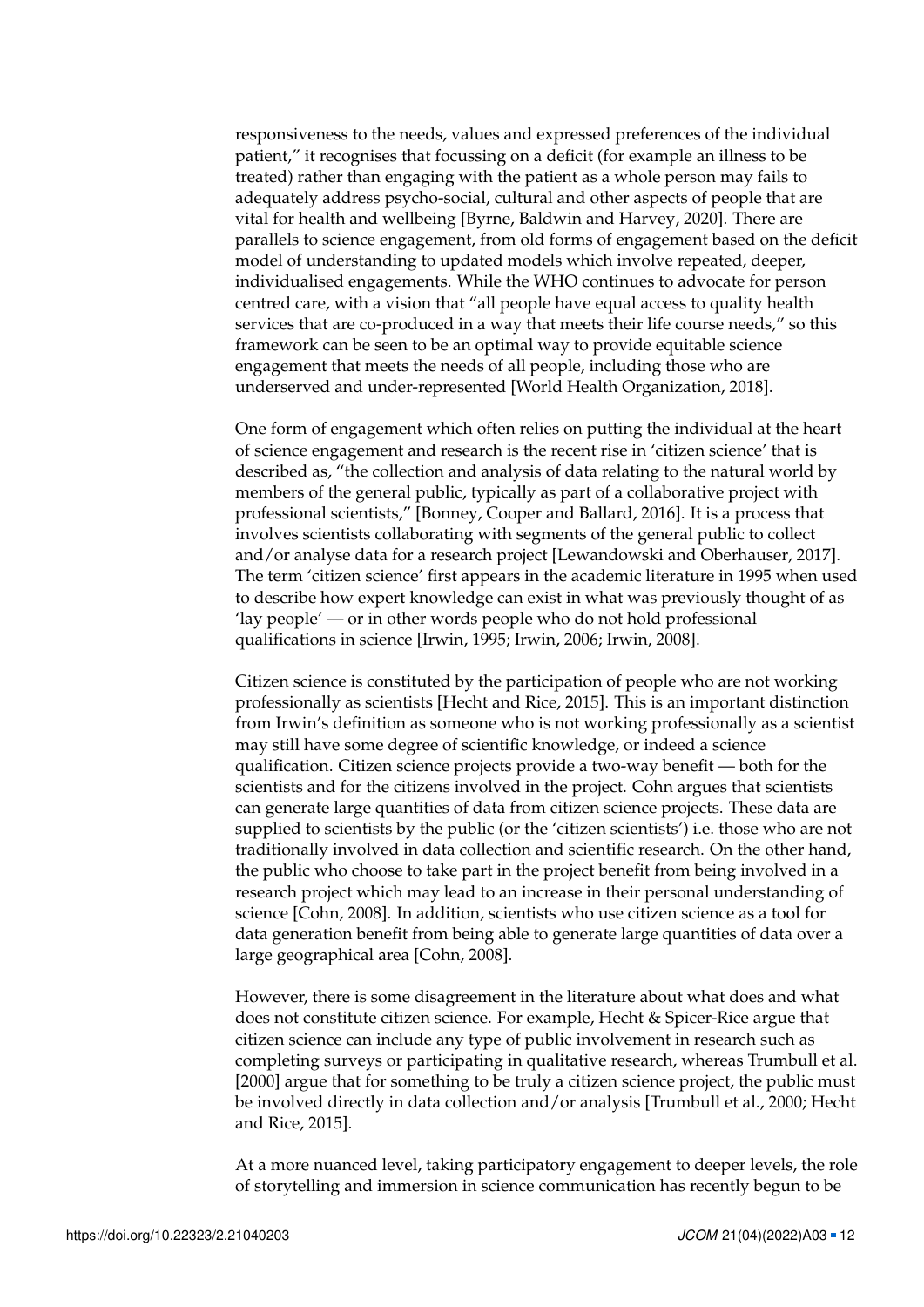responsiveness to the needs, values and expressed preferences of the individual patient," it recognises that focussing on a deficit (for example an illness to be treated) rather than engaging with the patient as a whole person may fails to adequately address psycho-social, cultural and other aspects of people that are vital for health and wellbeing [Byrne, Baldwin and Harvey, 2020]. There are parallels to science engagement, from old forms of engagement based on the deficit model of understanding to updated models which involve repeated, deeper, individualised engagements. While the WHO continues to advocate for person centred care, with a vision that "all people have equal access to quality health services that are co-produced in a way that meets their life course needs," so this framework can be seen to be an optimal way to provide equitable science engagement that meets the needs of all people, including those who are underserved and under-represented [World Health Organization, 2018].

One form of engagement which often relies on putting the individual at the heart of science engagement and research is the recent rise in 'citizen science' that is described as, "the collection and analysis of data relating to the natural world by members of the general public, typically as part of a collaborative project with professional scientists," [Bonney, Cooper and Ballard, 2016]. It is a process that involves scientists collaborating with segments of the general public to collect and/or analyse data for a research project [Lewandowski and Oberhauser, 2017]. The term 'citizen science' first appears in the academic literature in 1995 when used to describe how expert knowledge can exist in what was previously thought of as 'lay people' — or in other words people who do not hold professional qualifications in science [Irwin, 1995; Irwin, 2006; Irwin, 2008].

Citizen science is constituted by the participation of people who are not working professionally as scientists [Hecht and Rice, 2015]. This is an important distinction from Irwin's definition as someone who is not working professionally as a scientist may still have some degree of scientific knowledge, or indeed a science qualification. Citizen science projects provide a two-way benefit — both for the scientists and for the citizens involved in the project. Cohn argues that scientists can generate large quantities of data from citizen science projects. These data are supplied to scientists by the public (or the 'citizen scientists') i.e. those who are not traditionally involved in data collection and scientific research. On the other hand, the public who choose to take part in the project benefit from being involved in a research project which may lead to an increase in their personal understanding of science [Cohn, 2008]. In addition, scientists who use citizen science as a tool for data generation benefit from being able to generate large quantities of data over a large geographical area [Cohn, 2008].

However, there is some disagreement in the literature about what does and what does not constitute citizen science. For example, Hecht & Spicer-Rice argue that citizen science can include any type of public involvement in research such as completing surveys or participating in qualitative research, whereas Trumbull et al. [2000] argue that for something to be truly a citizen science project, the public must be involved directly in data collection and/or analysis [Trumbull et al., 2000; Hecht and Rice, 2015].

At a more nuanced level, taking participatory engagement to deeper levels, the role of storytelling and immersion in science communication has recently begun to be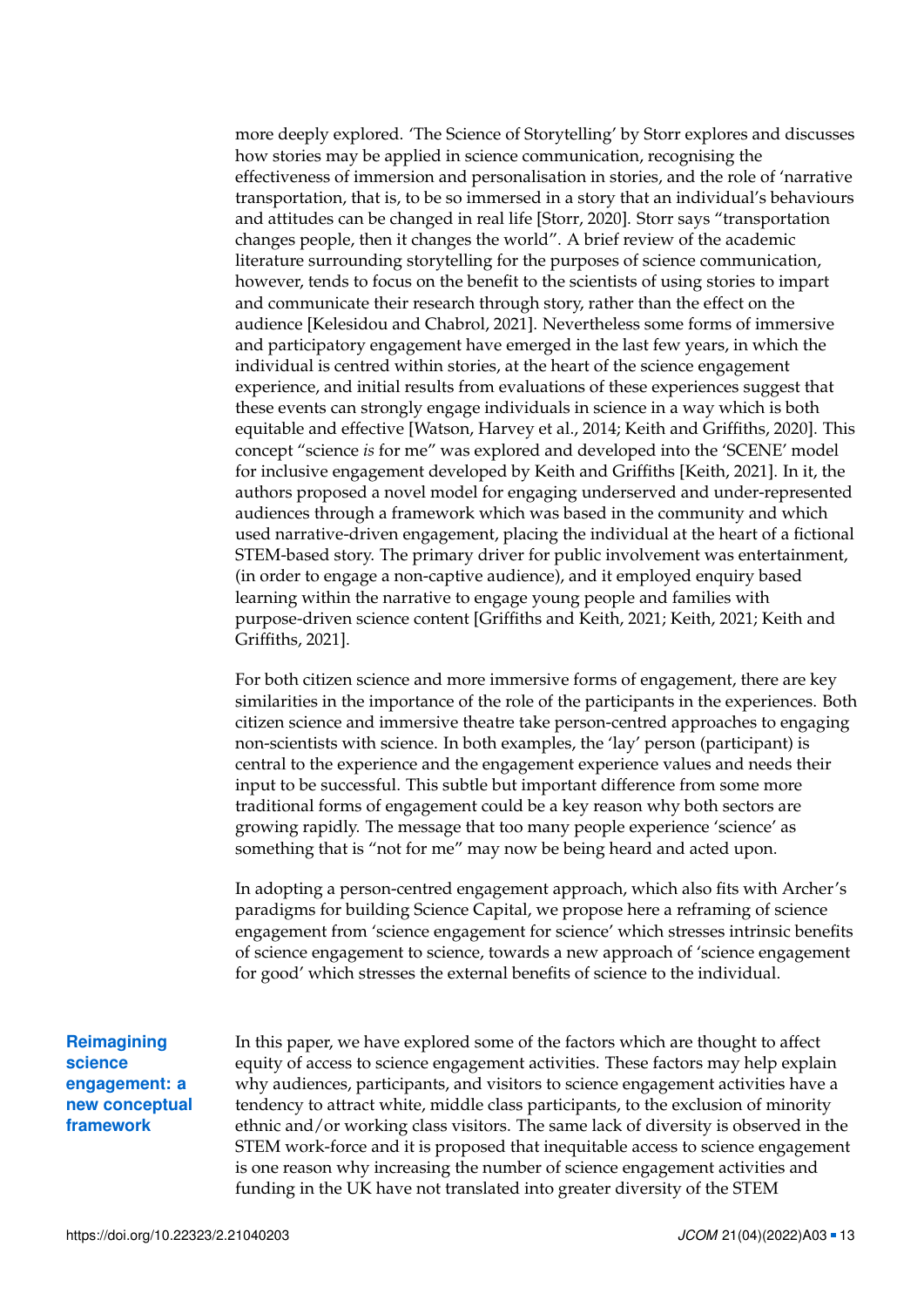more deeply explored. 'The Science of Storytelling' by Storr explores and discusses how stories may be applied in science communication, recognising the effectiveness of immersion and personalisation in stories, and the role of 'narrative transportation, that is, to be so immersed in a story that an individual's behaviours and attitudes can be changed in real life [Storr, 2020]. Storr says "transportation changes people, then it changes the world". A brief review of the academic literature surrounding storytelling for the purposes of science communication, however, tends to focus on the benefit to the scientists of using stories to impart and communicate their research through story, rather than the effect on the audience [Kelesidou and Chabrol, 2021]. Nevertheless some forms of immersive and participatory engagement have emerged in the last few years, in which the individual is centred within stories, at the heart of the science engagement experience, and initial results from evaluations of these experiences suggest that these events can strongly engage individuals in science in a way which is both equitable and effective [Watson, Harvey et al., 2014; Keith and Griffiths, 2020]. This concept "science *is* for me" was explored and developed into the 'SCENE' model for inclusive engagement developed by Keith and Griffiths [Keith, 2021]. In it, the authors proposed a novel model for engaging underserved and under-represented audiences through a framework which was based in the community and which used narrative-driven engagement, placing the individual at the heart of a fictional STEM-based story. The primary driver for public involvement was entertainment, (in order to engage a non-captive audience), and it employed enquiry based learning within the narrative to engage young people and families with purpose-driven science content [Griffiths and Keith, 2021; Keith, 2021; Keith and Griffiths, 2021].

For both citizen science and more immersive forms of engagement, there are key similarities in the importance of the role of the participants in the experiences. Both citizen science and immersive theatre take person-centred approaches to engaging non-scientists with science. In both examples, the 'lay' person (participant) is central to the experience and the engagement experience values and needs their input to be successful. This subtle but important difference from some more traditional forms of engagement could be a key reason why both sectors are growing rapidly. The message that too many people experience 'science' as something that is "not for me" may now be being heard and acted upon.

In adopting a person-centred engagement approach, which also fits with Archer's paradigms for building Science Capital, we propose here a reframing of science engagement from 'science engagement for science' which stresses intrinsic benefits of science engagement to science, towards a new approach of 'science engagement for good' which stresses the external benefits of science to the individual.

## Reimagining science engagement: a new conceptual framework

In this paper, we have explored some of the factors which are thought to affect equity of access to science engagement activities. These factors may help explain why audiences, participants, and visitors to science engagement activities have a tendency to attract white, middle class participants, to the exclusion of minority ethnic and/or working class visitors. The same lack of diversity is observed in the STEM work-force and it is proposed that inequitable access to science engagement is one reason why increasing the number of science engagement activities and funding in the UK have not translated into greater diversity of the STEM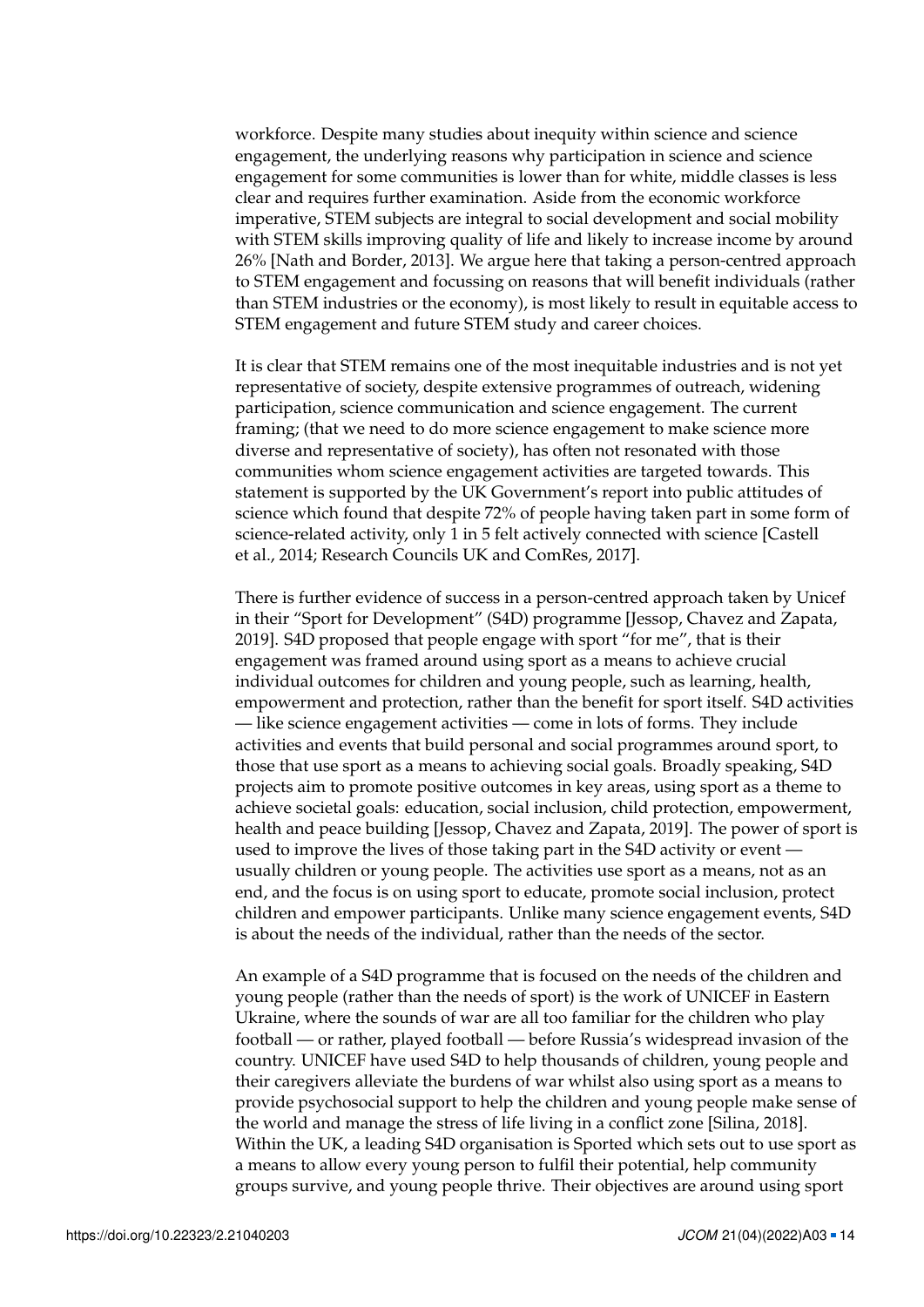workforce. Despite many studies about inequity within science and science engagement, the underlying reasons why participation in science and science engagement for some communities is lower than for white, middle classes is less clear and requires further examination. Aside from the economic workforce imperative, STEM subjects are integral to social development and social mobility with STEM skills improving quality of life and likely to increase income by around 26% [Nath and Border, 2013]. We argue here that taking a person-centred approach to STEM engagement and focussing on reasons that will benefit individuals (rather than STEM industries or the economy), is most likely to result in equitable access to STEM engagement and future STEM study and career choices.

It is clear that STEM remains one of the most inequitable industries and is not yet representative of society, despite extensive programmes of outreach, widening participation, science communication and science engagement. The current framing; (that we need to do more science engagement to make science more diverse and representative of society), has often not resonated with those communities whom science engagement activities are targeted towards. This statement is supported by the UK Government's report into public attitudes of science which found that despite 72% of people having taken part in some form of science-related activity, only 1 in 5 felt actively connected with science [Castell et al., 2014; Research Councils UK and ComRes, 2017].

There is further evidence of success in a person-centred approach taken by Unicef in their "Sport for Development" (S4D) programme [Jessop, Chavez and Zapata, 2019]. S4D proposed that people engage with sport "for me", that is their engagement was framed around using sport as a means to achieve crucial individual outcomes for children and young people, such as learning, health, empowerment and protection, rather than the benefit for sport itself. S4D activities — like science engagement activities — come in lots of forms. They include activities and events that build personal and social programmes around sport, to those that use sport as a means to achieving social goals. Broadly speaking, S4D projects aim to promote positive outcomes in key areas, using sport as a theme to achieve societal goals: education, social inclusion, child protection, empowerment, health and peace building [Jessop, Chavez and Zapata, 2019]. The power of sport is used to improve the lives of those taking part in the S4D activity or event — usually children or young people. The activities use sport as a means, not as an end, and the focus is on using sport to educate, promote social inclusion, protect children and empower participants. Unlike many science engagement events, S4D is about the needs of the individual, rather than the needs of the sector.

An example of a S4D programme that is focused on the needs of the children and young people (rather than the needs of sport) is the work of UNICEF in Eastern Ukraine, where the sounds of war are all too familiar for the children who play football — or rather, played football — before Russia's widespread invasion of the country. UNICEF have used S4D to help thousands of children, young people and their caregivers alleviate the burdens of war whilst also using sport as a means to provide psychosocial support to help the children and young people make sense of the world and manage the stress of life living in a conflict zone [Silina, 2018]. Within the UK, a leading S4D organisation is Sported which sets out to use sport as a means to allow every young person to fulfil their potential, help community groups survive, and young people thrive. Their objectives are around using sport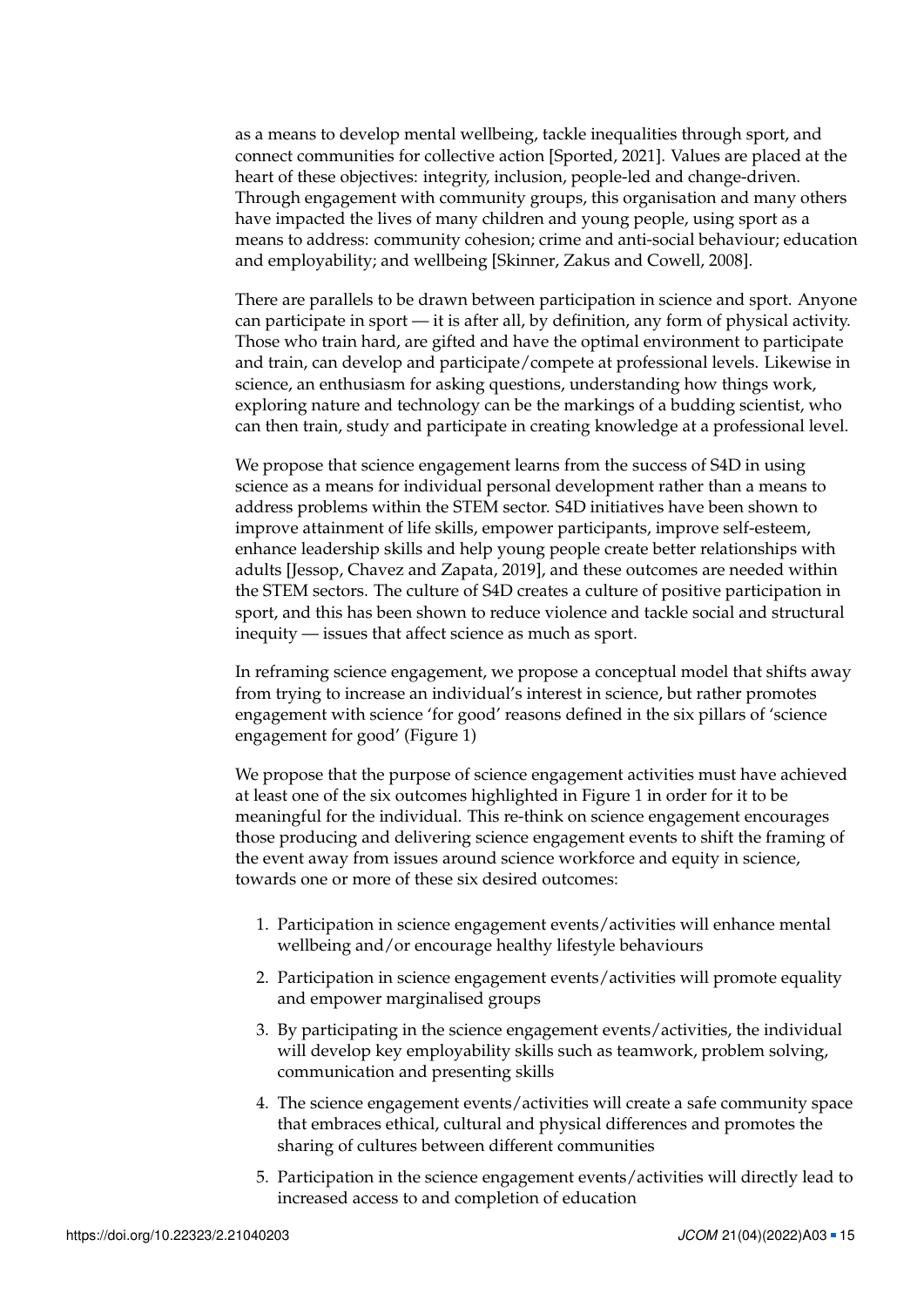as a means to develop mental wellbeing, tackle inequalities through sport, and connect communities for collective action [Sported, 2021]. Values are placed at the heart of these objectives: integrity, inclusion, people-led and change-driven. Through engagement with community groups, this organisation and many others have impacted the lives of many children and young people, using sport as a means to address: community cohesion; crime and anti-social behaviour; education and employability; and wellbeing [Skinner, Zakus and Cowell, 2008].

There are parallels to be drawn between participation in science and sport. Anyone can participate in sport — it is after all, by definition, any form of physical activity. Those who train hard, are gifted and have the optimal environment to participate and train, can develop and participate/compete at professional levels. Likewise in science, an enthusiasm for asking questions, understanding how things work, exploring nature and technology can be the markings of a budding scientist, who can then train, study and participate in creating knowledge at a professional level.

We propose that science engagement learns from the success of S4D in using science as a means for individual personal development rather than a means to address problems within the STEM sector. S4D initiatives have been shown to improve attainment of life skills, empower participants, improve self-esteem, enhance leadership skills and help young people create better relationships with adults [Jessop, Chavez and Zapata, 2019], and these outcomes are needed within the STEM sectors. The culture of S4D creates a culture of positive participation in sport, and this has been shown to reduce violence and tackle social and structural inequity — issues that affect science as much as sport.

In reframing science engagement, we propose a conceptual model that shifts away from trying to increase an individual's interest in science, but rather promotes engagement with science 'for good' reasons defined in the six pillars of 'science engagement for good' (Figure 1)

We propose that the purpose of science engagement activities must have achieved at least one of the six outcomes highlighted in Figure 1 in order for it to be meaningful for the individual. This re-think on science engagement encourages those producing and delivering science engagement events to shift the framing of the event away from issues around science workforce and equity in science, towards one or more of these six desired outcomes:

1. Participation in science engagement events/activities will enhance mental wellbeing and/or encourage healthy lifestyle behaviours
2. Participation in science engagement events/activities will promote equality and empower marginalised groups
3. By participating in the science engagement events/activities, the individual will develop key employability skills such as teamwork, problem solving, communication and presenting skills
4. The science engagement events/activities will create a safe community space that embraces ethical, cultural and physical differences and promotes the sharing of cultures between different communities
5. Participation in the science engagement events/activities will directly lead to increased access to and completion of education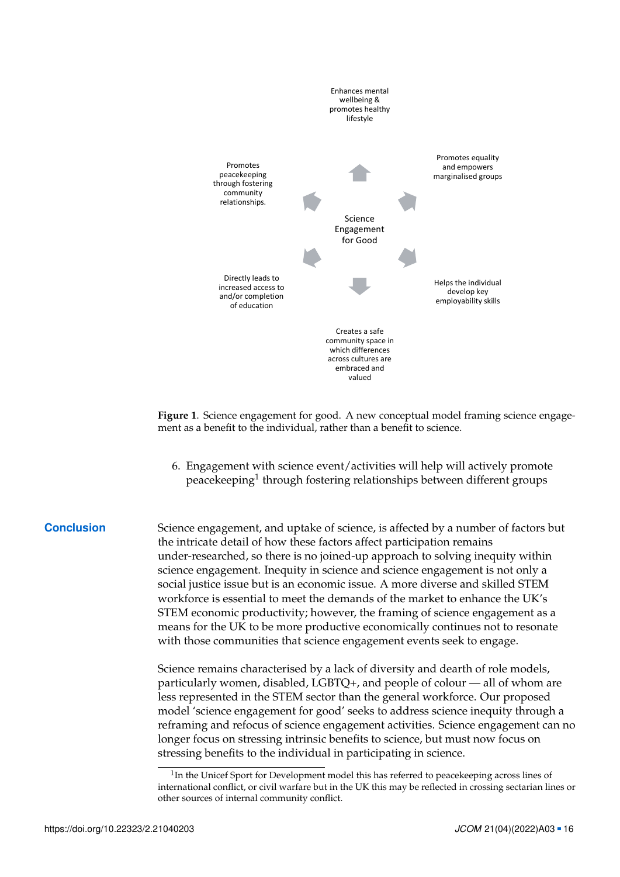Enhances mental wellbeing & promotes healthy lifestyle

Promotes equality and empowers marginalised groups

Helps the individual develop key employability skills

Creates a safe community space in which differences across cultures are embraced and valued

Directly leads to increased access to and/or completion of education

Promotes peacekeeping through fostering community relationships.

Science Engagement for Good

**Figure 1**. Science engagement for good. A new conceptual model framing science engagement as a benefit to the individual, rather than a benefit to science.

6. Engagement with science event/activities will help will actively promote peacekeeping[1] through fostering relationships between different groups

## Conclusion

Science engagement, and uptake of science, is affected by a number of factors but the intricate detail of how these factors affect participation remains under-researched, so there is no joined-up approach to solving inequity within science engagement. Inequity in science and science engagement is not only a social justice issue but is an economic issue. A more diverse and skilled STEM workforce is essential to meet the demands of the market to enhance the UK's STEM economic productivity; however, the framing of science engagement as a means for the UK to be more productive economically continues not to resonate with those communities that science engagement events seek to engage.

Science remains characterised by a lack of diversity and dearth of role models, particularly women, disabled, LGBTQ+, and people of colour — all of whom are less represented in the STEM sector than the general workforce. Our proposed model 'science engagement for good' seeks to address science inequity through a reframing and refocus of science engagement activities. Science engagement can no longer focus on stressing intrinsic benefits to science, but must now focus on stressing benefits to the individual in participating in science.

[1] In the Unicef Sport for Development model this has referred to peacekeeping across lines of international conflict, or civil warfare but in the UK this may be reflected in crossing sectarian lines or other sources of internal community conflict.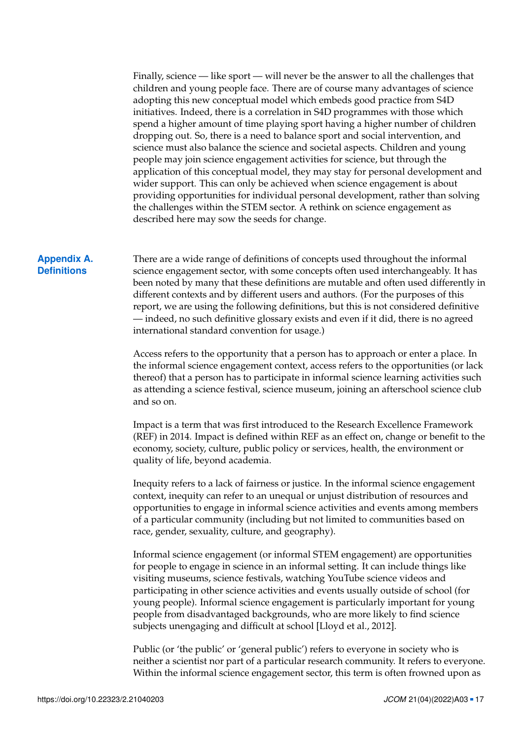Finally, science — like sport — will never be the answer to all the challenges that children and young people face. There are of course many advantages of science adopting this new conceptual model which embeds good practice from S4D initiatives. Indeed, there is a correlation in S4D programmes with those which spend a higher amount of time playing sport having a higher number of children dropping out. So, there is a need to balance sport and social intervention, and science must also balance the science and societal aspects. Children and young people may join science engagement activities for science, but through the application of this conceptual model, they may stay for personal development and wider support. This can only be achieved when science engagement is about providing opportunities for individual personal development, rather than solving the challenges within the STEM sector. A rethink on science engagement as described here may sow the seeds for change.

## Appendix A. Definitions

There are a wide range of definitions of concepts used throughout the informal science engagement sector, with some concepts often used interchangeably. It has been noted by many that these definitions are mutable and often used differently in different contexts and by different users and authors. (For the purposes of this report, we are using the following definitions, but this is not considered definitive — indeed, no such definitive glossary exists and even if it did, there is no agreed international standard convention for usage.)

Access refers to the opportunity that a person has to approach or enter a place. In the informal science engagement context, access refers to the opportunities (or lack thereof) that a person has to participate in informal science learning activities such as attending a science festival, science museum, joining an afterschool science club and so on.

Impact is a term that was first introduced to the Research Excellence Framework (REF) in 2014. Impact is defined within REF as an effect on, change or benefit to the economy, society, culture, public policy or services, health, the environment or quality of life, beyond academia.

Inequity refers to a lack of fairness or justice. In the informal science engagement context, inequity can refer to an unequal or unjust distribution of resources and opportunities to engage in informal science activities and events among members of a particular community (including but not limited to communities based on race, gender, sexuality, culture, and geography).

Informal science engagement (or informal STEM engagement) are opportunities for people to engage in science in an informal setting. It can include things like visiting museums, science festivals, watching YouTube science videos and participating in other science activities and events usually outside of school (for young people). Informal science engagement is particularly important for young people from disadvantaged backgrounds, who are more likely to find science subjects unengaging and difficult at school [Lloyd et al., 2012].

Public (or 'the public' or 'general public') refers to everyone in society who is neither a scientist nor part of a particular research community. It refers to everyone. Within the informal science engagement sector, this term is often frowned upon as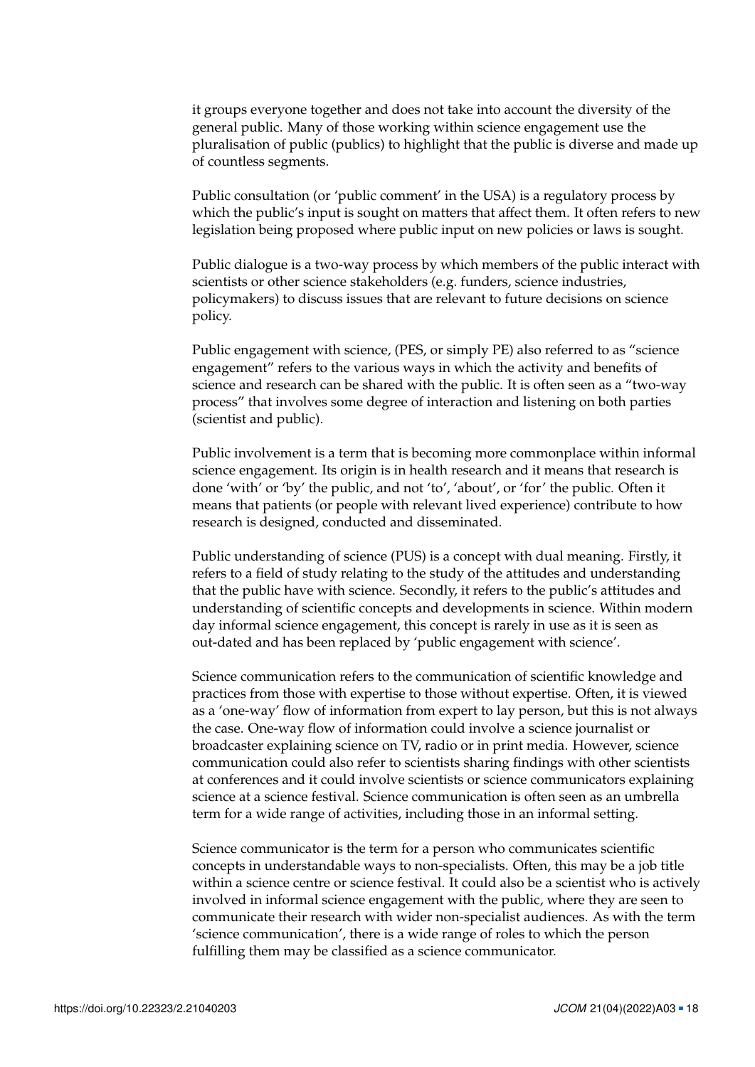it groups everyone together and does not take into account the diversity of the general public. Many of those working within science engagement use the pluralisation of public (publics) to highlight that the public is diverse and made up of countless segments.

Public consultation (or 'public comment' in the USA) is a regulatory process by which the public's input is sought on matters that affect them. It often refers to new legislation being proposed where public input on new policies or laws is sought.

Public dialogue is a two-way process by which members of the public interact with scientists or other science stakeholders (e.g. funders, science industries, policymakers) to discuss issues that are relevant to future decisions on science policy.

Public engagement with science, (PES, or simply PE) also referred to as "science engagement" refers to the various ways in which the activity and benefits of science and research can be shared with the public. It is often seen as a "two-way process" that involves some degree of interaction and listening on both parties (scientist and public).

Public involvement is a term that is becoming more commonplace within informal science engagement. Its origin is in health research and it means that research is done 'with' or 'by' the public, and not 'to', 'about', or 'for' the public. Often it means that patients (or people with relevant lived experience) contribute to how research is designed, conducted and disseminated.

Public understanding of science (PUS) is a concept with dual meaning. Firstly, it refers to a field of study relating to the study of the attitudes and understanding that the public have with science. Secondly, it refers to the public's attitudes and understanding of scientific concepts and developments in science. Within modern day informal science engagement, this concept is rarely in use as it is seen as out-dated and has been replaced by 'public engagement with science'.

Science communication refers to the communication of scientific knowledge and practices from those with expertise to those without expertise. Often, it is viewed as a 'one-way' flow of information from expert to lay person, but this is not always the case. One-way flow of information could involve a science journalist or broadcaster explaining science on TV, radio or in print media. However, science communication could also refer to scientists sharing findings with other scientists at conferences and it could involve scientists or science communicators explaining science at a science festival. Science communication is often seen as an umbrella term for a wide range of activities, including those in an informal setting.

Science communicator is the term for a person who communicates scientific concepts in understandable ways to non-specialists. Often, this may be a job title within a science centre or science festival. It could also be a scientist who is actively involved in informal science engagement with the public, where they are seen to communicate their research with wider non-specialist audiences. As with the term 'science communication', there is a wide range of roles to which the person fulfilling them may be classified as a science communicator.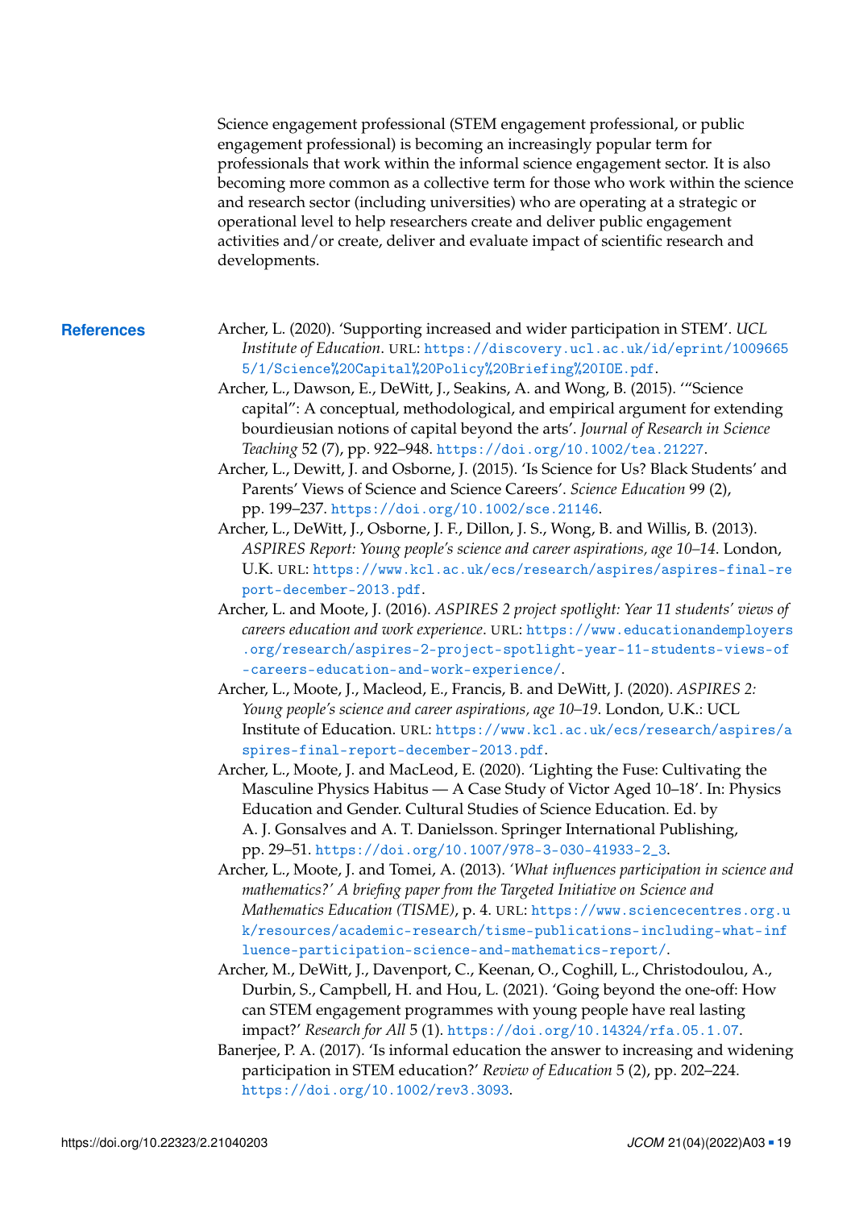Science engagement professional (STEM engagement professional, or public engagement professional) is becoming an increasingly popular term for professionals that work within the informal science engagement sector. It is also becoming more common as a collective term for those who work within the science and research sector (including universities) who are operating at a strategic or operational level to help researchers create and deliver public engagement activities and/or create, deliver and evaluate impact of scientific research and developments.

## References

Archer, L. (2020). 'Supporting increased and wider participation in STEM'. *UCL Institute of Education*. URL: https://discovery.ucl.ac.uk/id/eprint/10096655/1/Science%20Capital%20Policy%20Briefing%20IOE.pdf.

Archer, L., Dawson, E., DeWitt, J., Seakins, A. and Wong, B. (2015). '"Science capital": A conceptual, methodological, and empirical argument for extending bourdieusian notions of capital beyond the arts'. *Journal of Research in Science Teaching* 52 (7), pp. 922–948. https://doi.org/10.1002/tea.21227.

Archer, L., Dewitt, J. and Osborne, J. (2015). 'Is Science for Us? Black Students' and Parents' Views of Science and Science Careers'. *Science Education* 99 (2), pp. 199–237. https://doi.org/10.1002/sce.21146.

Archer, L., DeWitt, J., Osborne, J. F., Dillon, J. S., Wong, B. and Willis, B. (2013). *ASPIRES Report: Young people's science and career aspirations, age 10–14*. London, U.K. URL: https://www.kcl.ac.uk/ecs/research/aspires/aspires-final-report-december-2013.pdf.

Archer, L. and Moote, J. (2016). *ASPIRES 2 project spotlight: Year 11 students' views of careers education and work experience*. URL: https://www.educationandemployers.org/research/aspires-2-project-spotlight-year-11-students-views-of-careers-education-and-work-experience/.

Archer, L., Moote, J., Macleod, E., Francis, B. and DeWitt, J. (2020). *ASPIRES 2: Young people's science and career aspirations, age 10–19*. London, U.K.: UCL Institute of Education. URL: https://www.kcl.ac.uk/ecs/research/aspires/aspires-final-report-december-2013.pdf.

Archer, L., Moote, J. and MacLeod, E. (2020). 'Lighting the Fuse: Cultivating the Masculine Physics Habitus — A Case Study of Victor Aged 10–18'. In: Physics Education and Gender. Cultural Studies of Science Education. Ed. by A. J. Gonsalves and A. T. Danielsson. Springer International Publishing, pp. 29–51. https://doi.org/10.1007/978-3-030-41933-2_3.

Archer, L., Moote, J. and Tomei, A. (2013). *'What influences participation in science and mathematics?' A briefing paper from the Targeted Initiative on Science and Mathematics Education (TISME)*, p. 4. URL: https://www.sciencecentres.org.uk/resources/academic-research/tisme-publications-including-what-influence-participation-science-and-mathematics-report/.

Archer, M., DeWitt, J., Davenport, C., Keenan, O., Coghill, L., Christodoulou, A., Durbin, S., Campbell, H. and Hou, L. (2021). 'Going beyond the one-off: How can STEM engagement programmes with young people have real lasting impact?' *Research for All* 5 (1). https://doi.org/10.14324/rfa.05.1.07.

Banerjee, P. A. (2017). 'Is informal education the answer to increasing and widening participation in STEM education?' *Review of Education* 5 (2), pp. 202–224. https://doi.org/10.1002/rev3.3093.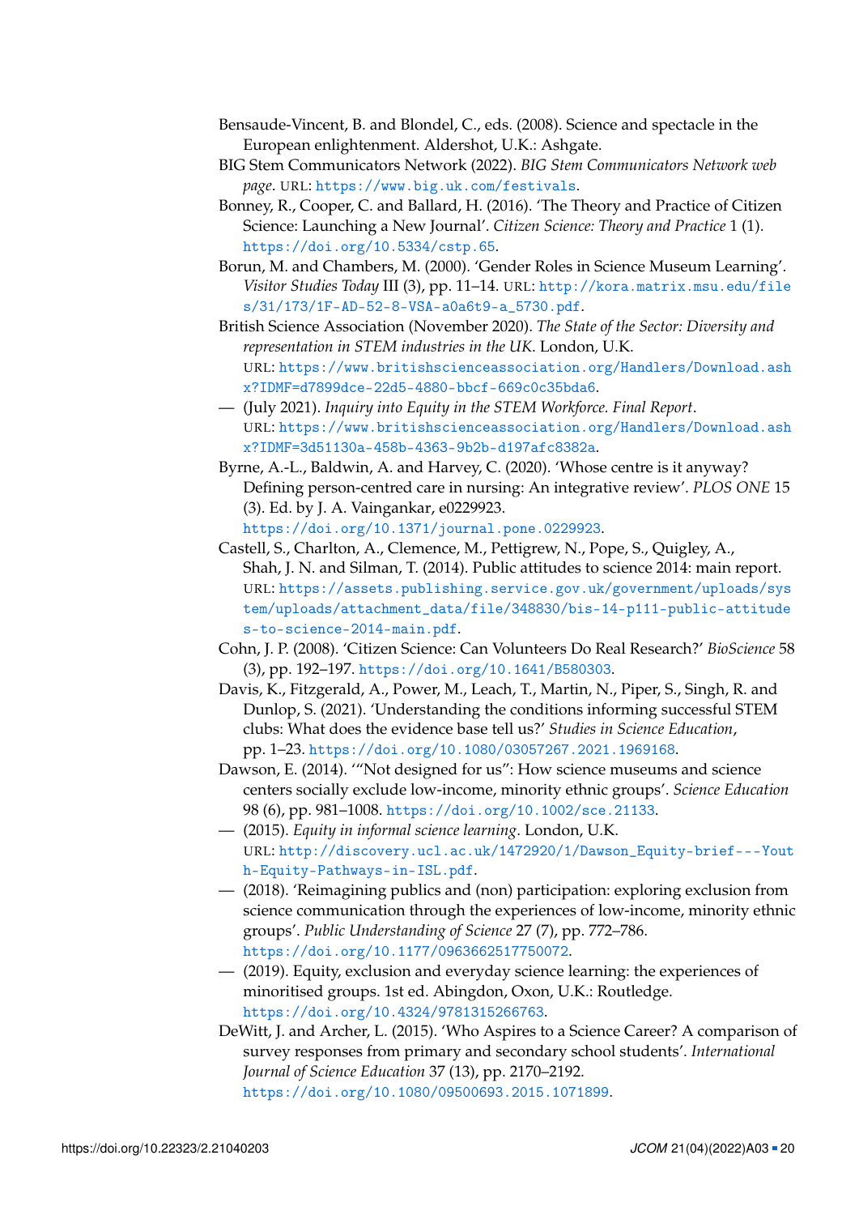Bensaude-Vincent, B. and Blondel, C., eds. (2008). Science and spectacle in the European enlightenment. Aldershot, U.K.: Ashgate.

BIG Stem Communicators Network (2022). *BIG Stem Communicators Network web page*. URL: https://www.big.uk.com/festivals.

Bonney, R., Cooper, C. and Ballard, H. (2016). 'The Theory and Practice of Citizen Science: Launching a New Journal'. *Citizen Science: Theory and Practice* 1 (1). https://doi.org/10.5334/cstp.65.

Borun, M. and Chambers, M. (2000). 'Gender Roles in Science Museum Learning'. *Visitor Studies Today* III (3), pp. 11–14. URL: http://kora.matrix.msu.edu/files/31/173/1F-AD-52-8-VSA-a0a6t9-a_5730.pdf.

British Science Association (November 2020). *The State of the Sector: Diversity and representation in STEM industries in the UK*. London, U.K. URL: https://www.britishscienceassociation.org/Handlers/Download.ashx?IDMF=d7899dce-22d5-4880-bbcf-669c0c35bda6.

— (July 2021). *Inquiry into Equity in the STEM Workforce. Final Report*. URL: https://www.britishscienceassociation.org/Handlers/Download.ashx?IDMF=3d51130a-458b-4363-9b2b-d197afc8382a.

Byrne, A.-L., Baldwin, A. and Harvey, C. (2020). 'Whose centre is it anyway? Defining person-centred care in nursing: An integrative review'. *PLOS ONE* 15 (3). Ed. by J. A. Vaingankar, e0229923. https://doi.org/10.1371/journal.pone.0229923.

Castell, S., Charlton, A., Clemence, M., Pettigrew, N., Pope, S., Quigley, A., Shah, J. N. and Silman, T. (2014). Public attitudes to science 2014: main report. URL: https://assets.publishing.service.gov.uk/government/uploads/system/uploads/attachment_data/file/348830/bis-14-p111-public-attitudes-to-science-2014-main.pdf.

Cohn, J. P. (2008). 'Citizen Science: Can Volunteers Do Real Research?' *BioScience* 58 (3), pp. 192–197. https://doi.org/10.1641/B580303.

Davis, K., Fitzgerald, A., Power, M., Leach, T., Martin, N., Piper, S., Singh, R. and Dunlop, S. (2021). 'Understanding the conditions informing successful STEM clubs: What does the evidence base tell us?' *Studies in Science Education*, pp. 1–23. https://doi.org/10.1080/03057267.2021.1969168.

Dawson, E. (2014). '"Not designed for us": How science museums and science centers socially exclude low-income, minority ethnic groups'. *Science Education* 98 (6), pp. 981–1008. https://doi.org/10.1002/sce.21133.

— (2015). *Equity in informal science learning*. London, U.K. URL: http://discovery.ucl.ac.uk/1472920/1/Dawson_Equity-brief---Youth-Equity-Pathways-in-ISL.pdf.

— (2018). 'Reimagining publics and (non) participation: exploring exclusion from science communication through the experiences of low-income, minority ethnic groups'. *Public Understanding of Science* 27 (7), pp. 772–786. https://doi.org/10.1177/0963662517750072.

— (2019). Equity, exclusion and everyday science learning: the experiences of minoritised groups. 1st ed. Abingdon, Oxon, U.K.: Routledge. https://doi.org/10.4324/9781315266763.

DeWitt, J. and Archer, L. (2015). 'Who Aspires to a Science Career? A comparison of survey responses from primary and secondary school students'. *International Journal of Science Education* 37 (13), pp. 2170–2192. https://doi.org/10.1080/09500693.2015.1071899.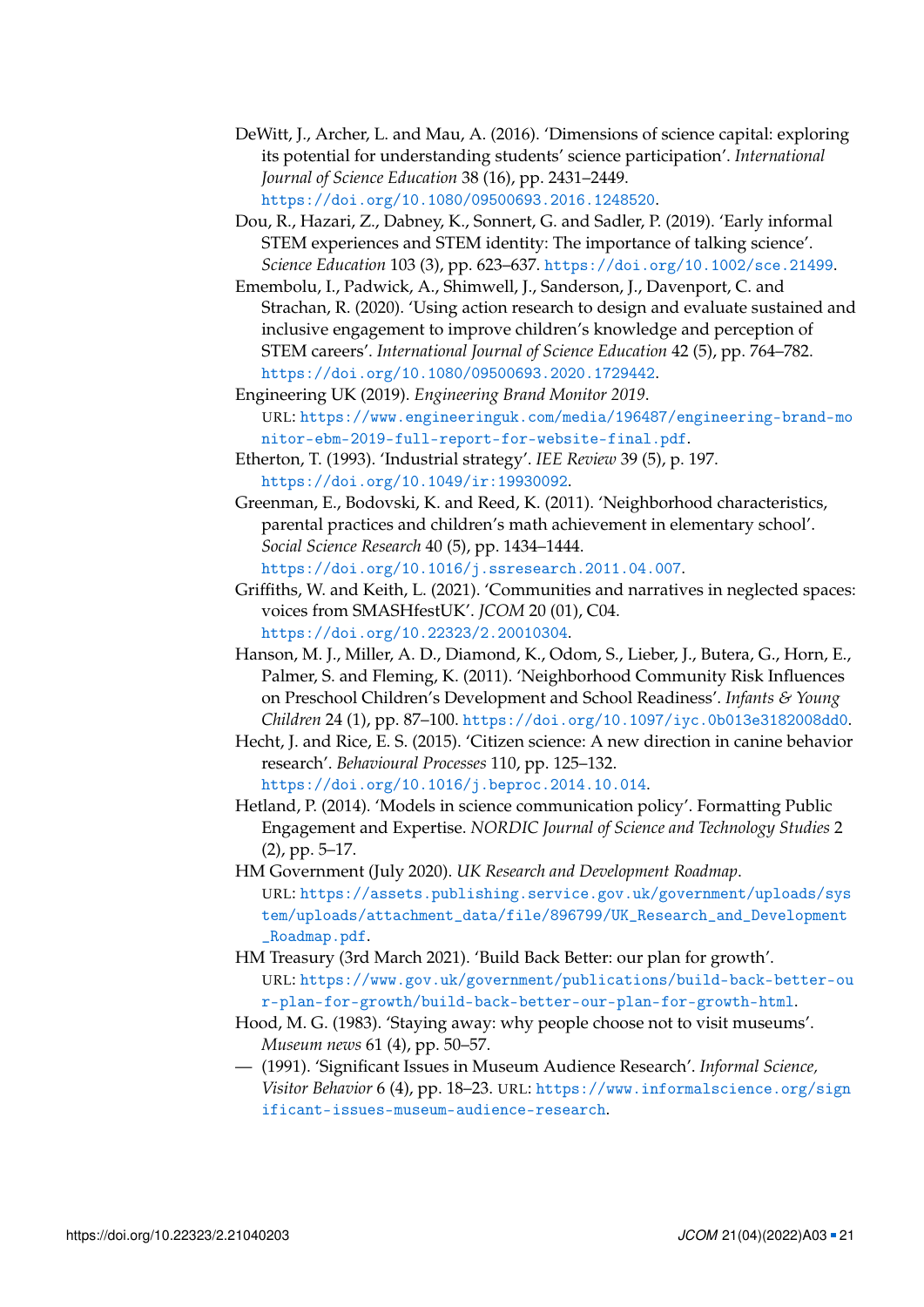DeWitt, J., Archer, L. and Mau, A. (2016). 'Dimensions of science capital: exploring its potential for understanding students' science participation'. *International Journal of Science Education* 38 (16), pp. 2431–2449. https://doi.org/10.1080/09500693.2016.1248520.

Dou, R., Hazari, Z., Dabney, K., Sonnert, G. and Sadler, P. (2019). 'Early informal STEM experiences and STEM identity: The importance of talking science'. *Science Education* 103 (3), pp. 623–637. https://doi.org/10.1002/sce.21499.

Emembolu, I., Padwick, A., Shimwell, J., Sanderson, J., Davenport, C. and Strachan, R. (2020). 'Using action research to design and evaluate sustained and inclusive engagement to improve children's knowledge and perception of STEM careers'. *International Journal of Science Education* 42 (5), pp. 764–782. https://doi.org/10.1080/09500693.2020.1729442.

Engineering UK (2019). *Engineering Brand Monitor 2019*. URL: https://www.engineeringuk.com/media/196487/engineering-brand-monitor-ebm-2019-full-report-for-website-final.pdf.

Etherton, T. (1993). 'Industrial strategy'. *IEE Review* 39 (5), p. 197. https://doi.org/10.1049/ir:19930092.

Greenman, E., Bodovski, K. and Reed, K. (2011). 'Neighborhood characteristics, parental practices and children's math achievement in elementary school'. *Social Science Research* 40 (5), pp. 1434–1444. https://doi.org/10.1016/j.ssresearch.2011.04.007.

Griffiths, W. and Keith, L. (2021). 'Communities and narratives in neglected spaces: voices from SMASHfestUK'. *JCOM* 20 (01), C04. https://doi.org/10.22323/2.20010304.

Hanson, M. J., Miller, A. D., Diamond, K., Odom, S., Lieber, J., Butera, G., Horn, E., Palmer, S. and Fleming, K. (2011). 'Neighborhood Community Risk Influences on Preschool Children's Development and School Readiness'. *Infants & Young Children* 24 (1), pp. 87–100. https://doi.org/10.1097/iyc.0b013e3182008dd0.

Hecht, J. and Rice, E. S. (2015). 'Citizen science: A new direction in canine behavior research'. *Behavioural Processes* 110, pp. 125–132. https://doi.org/10.1016/j.beproc.2014.10.014.

Hetland, P. (2014). 'Models in science communication policy'. Formatting Public Engagement and Expertise. *NORDIC Journal of Science and Technology Studies* 2 (2), pp. 5–17.

HM Government (July 2020). *UK Research and Development Roadmap*. URL: https://assets.publishing.service.gov.uk/government/uploads/system/uploads/attachment_data/file/896799/UK_Research_and_Development_Roadmap.pdf.

HM Treasury (3rd March 2021). 'Build Back Better: our plan for growth'. URL: https://www.gov.uk/government/publications/build-back-better-our-plan-for-growth/build-back-better-our-plan-for-growth-html.

Hood, M. G. (1983). 'Staying away: why people choose not to visit museums'. *Museum news* 61 (4), pp. 50–57.

— (1991). 'Significant Issues in Museum Audience Research'. *Informal Science, Visitor Behavior* 6 (4), pp. 18–23. URL: https://www.informalscience.org/significant-issues-museum-audience-research.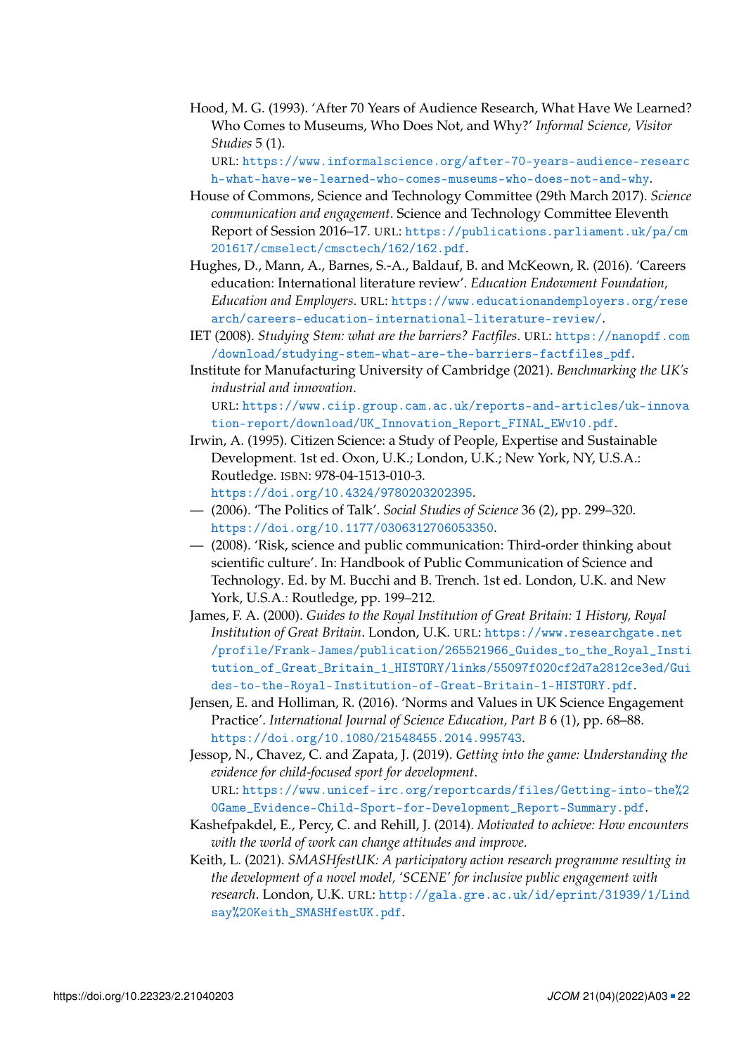Hood, M. G. (1993). 'After 70 Years of Audience Research, What Have We Learned? Who Comes to Museums, Who Does Not, and Why?' *Informal Science, Visitor Studies* 5 (1).
URL: https://www.informalscience.org/after-70-years-audience-research-what-have-we-learned-who-comes-museums-who-does-not-and-why.

House of Commons, Science and Technology Committee (29th March 2017). *Science communication and engagement*. Science and Technology Committee Eleventh Report of Session 2016–17. URL: https://publications.parliament.uk/pa/cm201617/cmselect/cmsctech/162/162.pdf.

Hughes, D., Mann, A., Barnes, S.-A., Baldauf, B. and McKeown, R. (2016). 'Careers education: International literature review'. *Education Endowment Foundation, Education and Employers*. URL: https://www.educationandemployers.org/research/careers-education-international-literature-review/.

IET (2008). *Studying Stem: what are the barriers? Factfiles*. URL: https://nanopdf.com/download/studying-stem-what-are-the-barriers-factfiles_pdf.

Institute for Manufacturing University of Cambridge (2021). *Benchmarking the UK's industrial and innovation*.
URL: https://www.ciip.group.cam.ac.uk/reports-and-articles/uk-innovation-report/download/UK_Innovation_Report_FINAL_EWv10.pdf.

Irwin, A. (1995). Citizen Science: a Study of People, Expertise and Sustainable Development. 1st ed. Oxon, U.K.; London, U.K.; New York, NY, U.S.A.: Routledge. ISBN: 978-04-1513-010-3.
https://doi.org/10.4324/9780203202395.

— (2006). 'The Politics of Talk'. *Social Studies of Science* 36 (2), pp. 299–320.
https://doi.org/10.1177/0306312706053350.

— (2008). 'Risk, science and public communication: Third-order thinking about scientific culture'. In: Handbook of Public Communication of Science and Technology. Ed. by M. Bucchi and B. Trench. 1st ed. London, U.K. and New York, U.S.A.: Routledge, pp. 199–212.

James, F. A. (2000). *Guides to the Royal Institution of Great Britain: 1 History, Royal Institution of Great Britain*. London, U.K. URL: https://www.researchgate.net/profile/Frank-James/publication/265521966_Guides_to_the_Royal_Institution_of_Great_Britain_1_HISTORY/links/55097f020cf2d7a2812ce3ed/Guides-to-the-Royal-Institution-of-Great-Britain-1-HISTORY.pdf.

Jensen, E. and Holliman, R. (2016). 'Norms and Values in UK Science Engagement Practice'. *International Journal of Science Education, Part B* 6 (1), pp. 68–88.
https://doi.org/10.1080/21548455.2014.995743.

Jessop, N., Chavez, C. and Zapata, J. (2019). *Getting into the game: Understanding the evidence for child-focused sport for development*.
URL: https://www.unicef-irc.org/reportcards/files/Getting-into-the%20Game_Evidence-Child-Sport-for-Development_Report-Summary.pdf.

Kashefpakdel, E., Percy, C. and Rehill, J. (2014). *Motivated to achieve: How encounters with the world of work can change attitudes and improve*.

Keith, L. (2021). *SMASHfestUK: A participatory action research programme resulting in the development of a novel model, 'SCENE' for inclusive public engagement with research*. London, U.K. URL: http://gala.gre.ac.uk/id/eprint/31939/1/Lindsay%20Keith_SMASHfestUK.pdf.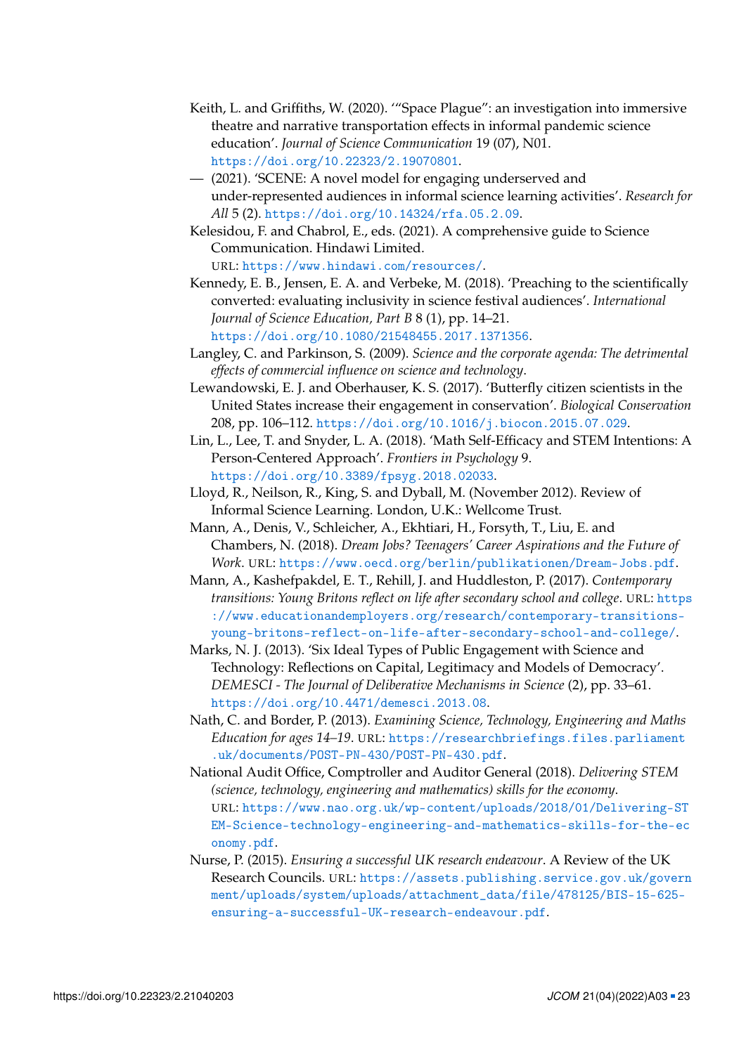Keith, L. and Griffiths, W. (2020). '"Space Plague": an investigation into immersive theatre and narrative transportation effects in informal pandemic science education'. *Journal of Science Communication* 19 (07), N01. https://doi.org/10.22323/2.19070801.

— (2021). 'SCENE: A novel model for engaging underserved and under-represented audiences in informal science learning activities'. *Research for All* 5 (2). https://doi.org/10.14324/rfa.05.2.09.

Kelesidou, F. and Chabrol, E., eds. (2021). A comprehensive guide to Science Communication. Hindawi Limited. URL: https://www.hindawi.com/resources/.

Kennedy, E. B., Jensen, E. A. and Verbeke, M. (2018). 'Preaching to the scientifically converted: evaluating inclusivity in science festival audiences'. *International Journal of Science Education, Part B* 8 (1), pp. 14–21. https://doi.org/10.1080/21548455.2017.1371356.

Langley, C. and Parkinson, S. (2009). *Science and the corporate agenda: The detrimental effects of commercial influence on science and technology*.

Lewandowski, E. J. and Oberhauser, K. S. (2017). 'Butterfly citizen scientists in the United States increase their engagement in conservation'. *Biological Conservation* 208, pp. 106–112. https://doi.org/10.1016/j.biocon.2015.07.029.

Lin, L., Lee, T. and Snyder, L. A. (2018). 'Math Self-Efficacy and STEM Intentions: A Person-Centered Approach'. *Frontiers in Psychology* 9. https://doi.org/10.3389/fpsyg.2018.02033.

Lloyd, R., Neilson, R., King, S. and Dyball, M. (November 2012). Review of Informal Science Learning. London, U.K.: Wellcome Trust.

Mann, A., Denis, V., Schleicher, A., Ekhtiari, H., Forsyth, T., Liu, E. and Chambers, N. (2018). *Dream Jobs? Teenagers' Career Aspirations and the Future of Work*. URL: https://www.oecd.org/berlin/publikationen/Dream-Jobs.pdf.

Mann, A., Kashefpakdel, E. T., Rehill, J. and Huddleston, P. (2017). *Contemporary transitions: Young Britons reflect on life after secondary school and college*. URL: https://www.educationandemployers.org/research/contemporary-transitions-young-britons-reflect-on-life-after-secondary-school-and-college/.

Marks, N. J. (2013). 'Six Ideal Types of Public Engagement with Science and Technology: Reflections on Capital, Legitimacy and Models of Democracy'. *DEMESCI - The Journal of Deliberative Mechanisms in Science* (2), pp. 33–61. https://doi.org/10.4471/demesci.2013.08.

Nath, C. and Border, P. (2013). *Examining Science, Technology, Engineering and Maths Education for ages 14–19*. URL: https://researchbriefings.files.parliament.uk/documents/POST-PN-430/POST-PN-430.pdf.

National Audit Office, Comptroller and Auditor General (2018). *Delivering STEM (science, technology, engineering and mathematics) skills for the economy*. URL: https://www.nao.org.uk/wp-content/uploads/2018/01/Delivering-STEM-Science-technology-engineering-and-mathematics-skills-for-the-economy.pdf.

Nurse, P. (2015). *Ensuring a successful UK research endeavour*. A Review of the UK Research Councils. URL: https://assets.publishing.service.gov.uk/government/uploads/system/uploads/attachment_data/file/478125/BIS-15-625-ensuring-a-successful-UK-research-endeavour.pdf.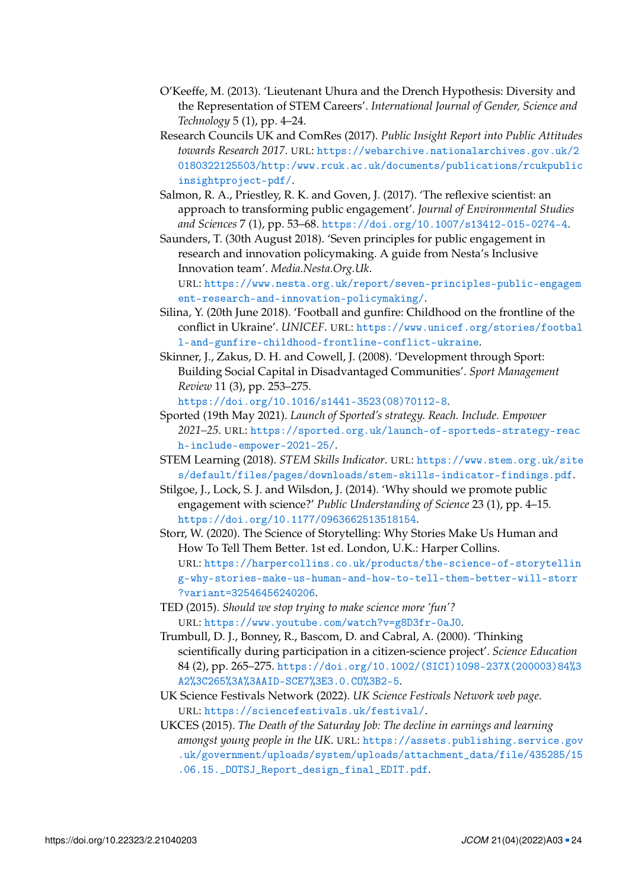O'Keeffe, M. (2013). 'Lieutenant Uhura and the Drench Hypothesis: Diversity and the Representation of STEM Careers'. *International Journal of Gender, Science and Technology* 5 (1), pp. 4–24.

Research Councils UK and ComRes (2017). *Public Insight Report into Public Attitudes towards Research 2017*. URL: https://webarchive.nationalarchives.gov.uk/20180322125503/http:/www.rcuk.ac.uk/documents/publications/rcukpublicinsightproject-pdf/.

Salmon, R. A., Priestley, R. K. and Goven, J. (2017). 'The reflexive scientist: an approach to transforming public engagement'. *Journal of Environmental Studies and Sciences* 7 (1), pp. 53–68. https://doi.org/10.1007/s13412-015-0274-4.

Saunders, T. (30th August 2018). 'Seven principles for public engagement in research and innovation policymaking. A guide from Nesta's Inclusive Innovation team'. *Media.Nesta.Org.Uk*. URL: https://www.nesta.org.uk/report/seven-principles-public-engagement-research-and-innovation-policymaking/.

Silina, Y. (20th June 2018). 'Football and gunfire: Childhood on the frontline of the conflict in Ukraine'. *UNICEF*. URL: https://www.unicef.org/stories/football-and-gunfire-childhood-frontline-conflict-ukraine.

Skinner, J., Zakus, D. H. and Cowell, J. (2008). 'Development through Sport: Building Social Capital in Disadvantaged Communities'. *Sport Management Review* 11 (3), pp. 253–275. https://doi.org/10.1016/s1441-3523(08)70112-8.

Sported (19th May 2021). *Launch of Sported's strategy. Reach. Include. Empower 2021–25*. URL: https://sported.org.uk/launch-of-sporteds-strategy-reach-include-empower-2021-25/.

STEM Learning (2018). *STEM Skills Indicator*. URL: https://www.stem.org.uk/sites/default/files/pages/downloads/stem-skills-indicator-findings.pdf.

Stilgoe, J., Lock, S. J. and Wilsdon, J. (2014). 'Why should we promote public engagement with science?' *Public Understanding of Science* 23 (1), pp. 4–15. https://doi.org/10.1177/0963662513518154.

Storr, W. (2020). The Science of Storytelling: Why Stories Make Us Human and How To Tell Them Better. 1st ed. London, U.K.: Harper Collins. URL: https://harpercollins.co.uk/products/the-science-of-storytelling-why-stories-make-us-human-and-how-to-tell-them-better-will-storr?variant=32546456240206.

TED (2015). *Should we stop trying to make science more 'fun'?* URL: https://www.youtube.com/watch?v=g8D3fr-0aJ0.

Trumbull, D. J., Bonney, R., Bascom, D. and Cabral, A. (2000). 'Thinking scientifically during participation in a citizen-science project'. *Science Education* 84 (2), pp. 265–275. https://doi.org/10.1002/(SICI)1098-237X(200003)84%3A2%3C265%3A%3AAID-SCE7%3E3.0.CO%3B2-5.

UK Science Festivals Network (2022). *UK Science Festivals Network web page*. URL: https://sciencefestivals.uk/festival/.

UKCES (2015). *The Death of the Saturday Job: The decline in earnings and learning amongst young people in the UK*. URL: https://assets.publishing.service.gov.uk/government/uploads/system/uploads/attachment_data/file/435285/15.06.15._DOTSJ_Report_design_final_EDIT.pdf.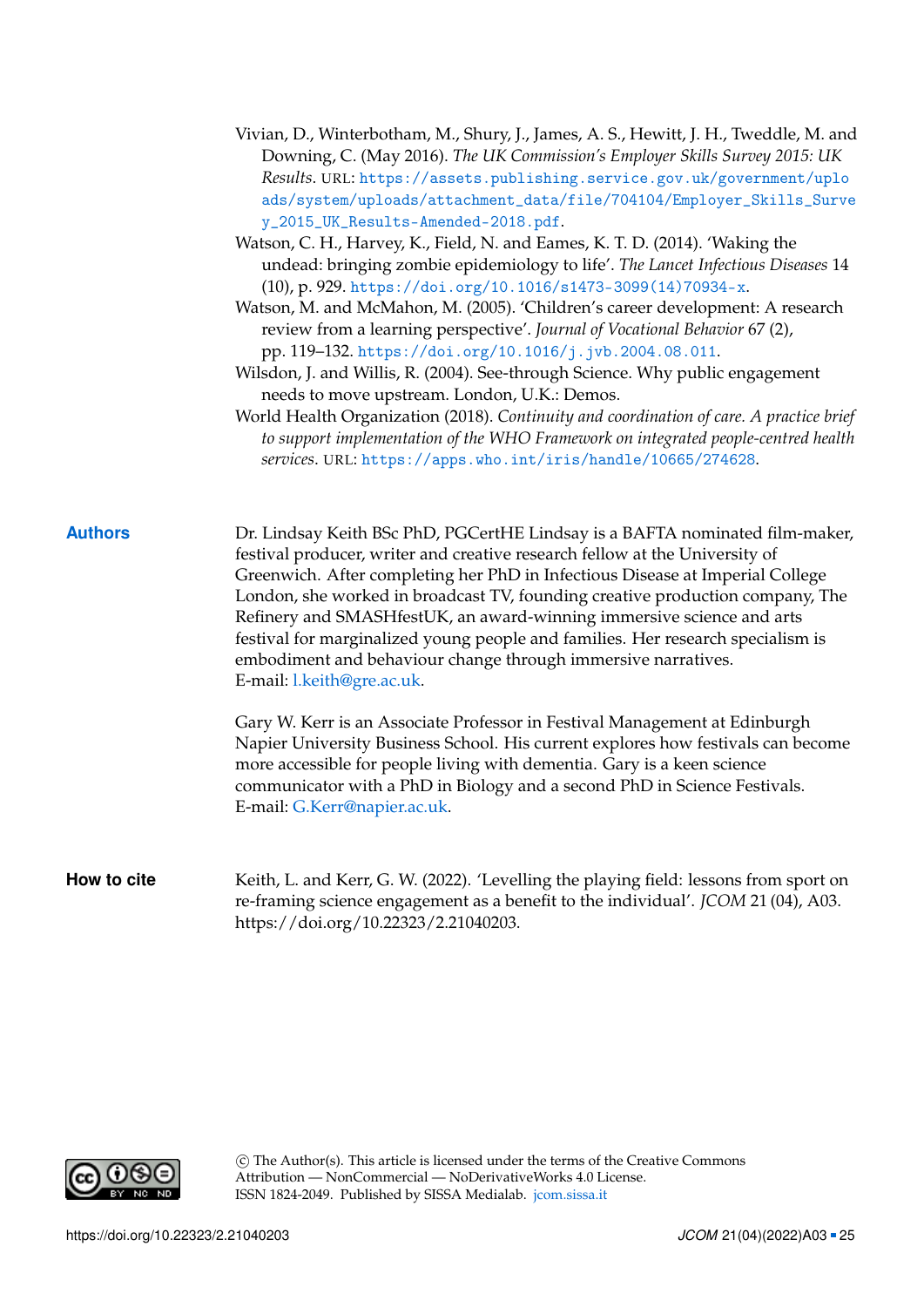Vivian, D., Winterbotham, M., Shury, J., James, A. S., Hewitt, J. H., Tweddle, M. and Downing, C. (May 2016). *The UK Commission's Employer Skills Survey 2015: UK Results*. URL: https://assets.publishing.service.gov.uk/government/uploads/system/uploads/attachment_data/file/704104/Employer_Skills_Survey_2015_UK_Results-Amended-2018.pdf.

Watson, C. H., Harvey, K., Field, N. and Eames, K. T. D. (2014). 'Waking the undead: bringing zombie epidemiology to life'. *The Lancet Infectious Diseases* 14 (10), p. 929. https://doi.org/10.1016/s1473-3099(14)70934-x.

Watson, M. and McMahon, M. (2005). 'Children's career development: A research review from a learning perspective'. *Journal of Vocational Behavior* 67 (2), pp. 119–132. https://doi.org/10.1016/j.jvb.2004.08.011.

Wilsdon, J. and Willis, R. (2004). See-through Science. Why public engagement needs to move upstream. London, U.K.: Demos.

World Health Organization (2018). *Continuity and coordination of care. A practice brief to support implementation of the WHO Framework on integrated people-centred health services*. URL: https://apps.who.int/iris/handle/10665/274628.

## Authors

Dr. Lindsay Keith BSc PhD, PGCertHE Lindsay is a BAFTA nominated film-maker, festival producer, writer and creative research fellow at the University of Greenwich. After completing her PhD in Infectious Disease at Imperial College London, she worked in broadcast TV, founding creative production company, The Refinery and SMASHfestUK, an award-winning immersive science and arts festival for marginalized young people and families. Her research specialism is embodiment and behaviour change through immersive narratives.
E-mail: l.keith@gre.ac.uk.

Gary W. Kerr is an Associate Professor in Festival Management at Edinburgh Napier University Business School. His current explores how festivals can become more accessible for people living with dementia. Gary is a keen science communicator with a PhD in Biology and a second PhD in Science Festivals.
E-mail: G.Kerr@napier.ac.uk.

## How to cite

Keith, L. and Kerr, G. W. (2022). 'Levelling the playing field: lessons from sport on re-framing science engagement as a benefit to the individual'. *JCOM* 21 (04), A03. https://doi.org/10.22323/2.21040203.

© The Author(s). This article is licensed under the terms of the Creative Commons Attribution — NonCommercial — NoDerivativeWorks 4.0 License.
ISSN 1824-2049. Published by SISSA Medialab. jcom.sissa.it